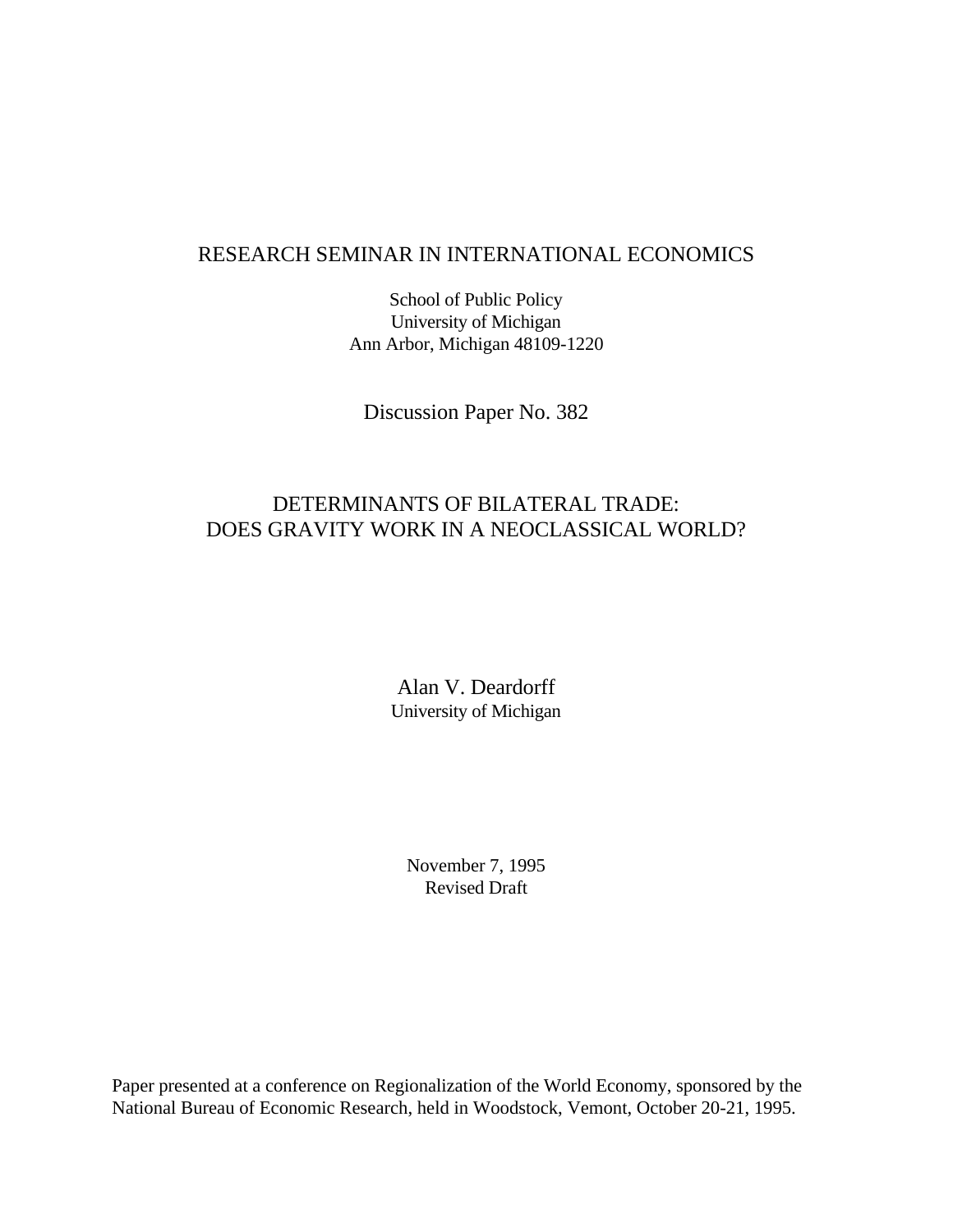RESEARCH SEMINAR IN INTERNATIONAL ECONOMICS

School of Public Policy
University of Michigan
Ann Arbor, Michigan 48109-1220

Discussion Paper No. 382

# DETERMINANTS OF BILATERAL TRADE: DOES GRAVITY WORK IN A NEOCLASSICAL WORLD?

Alan V. Deardorff
University of Michigan

November 7, 1995
Revised Draft

Paper presented at a conference on Regionalization of the World Economy, sponsored by the National Bureau of Economic Research, held in Woodstock, Vemont, October 20-21, 1995.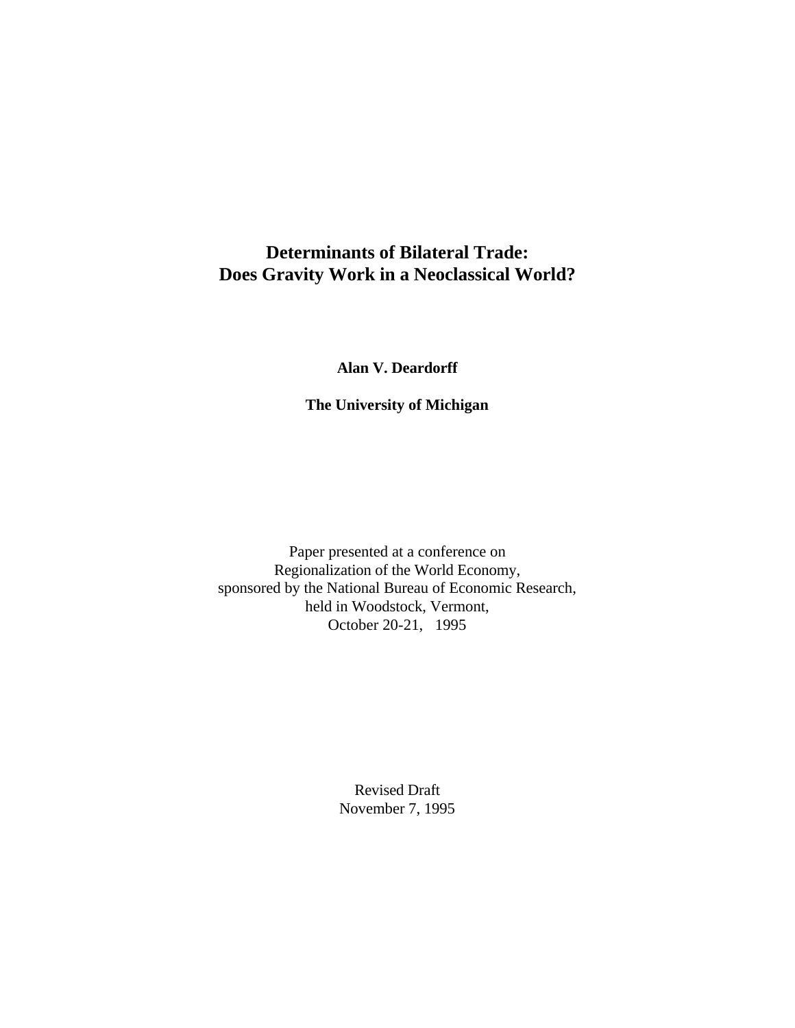# Determinants of Bilateral Trade:
# Does Gravity Work in a Neoclassical World?

**Alan V. Deardorff**

**The University of Michigan**

Paper presented at a conference on
Regionalization of the World Economy,
sponsored by the National Bureau of Economic Research,
held in Woodstock, Vermont,
October 20-21, 1995

Revised Draft
November 7, 1995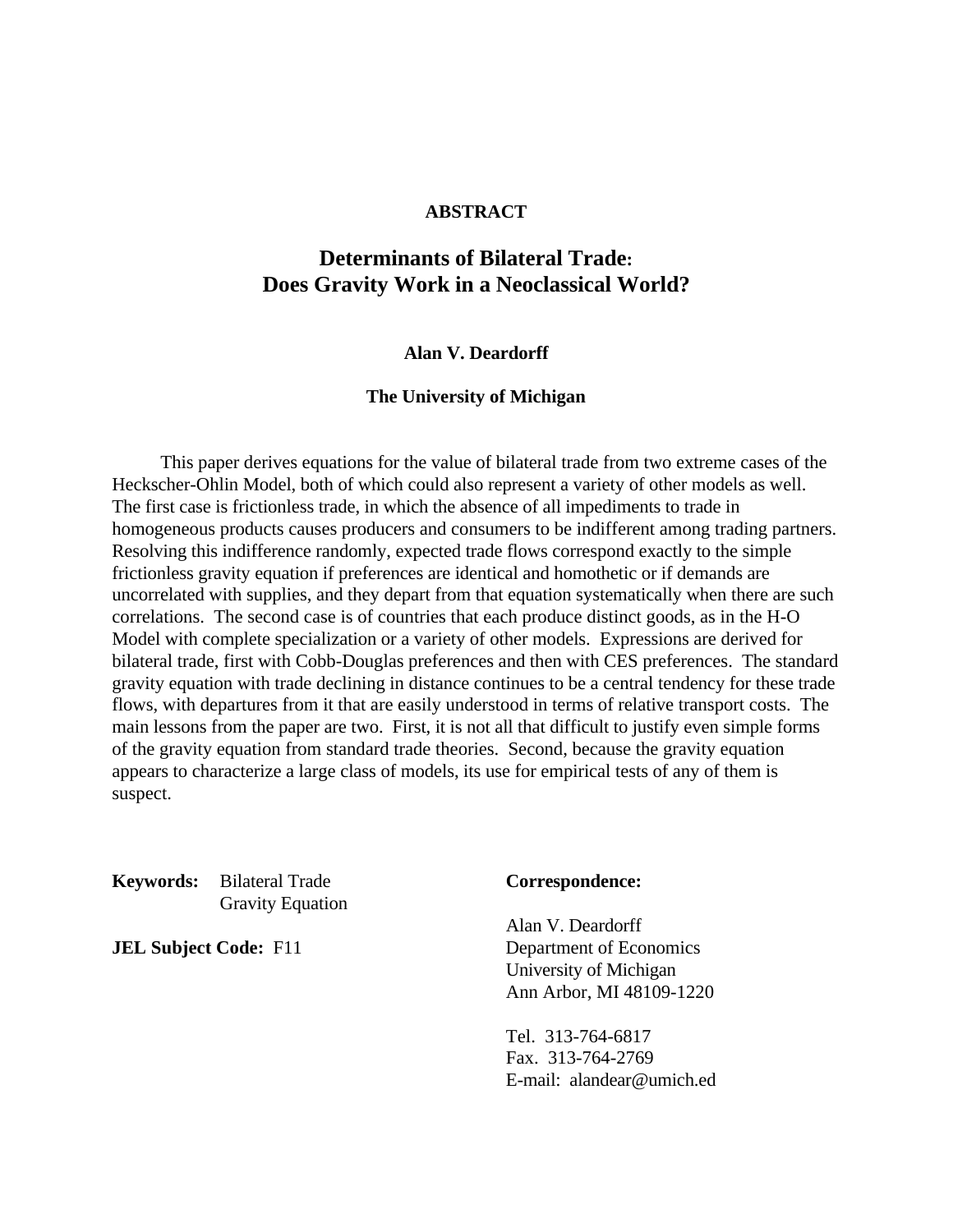**ABSTRACT**

# Determinants of Bilateral Trade: Does Gravity Work in a Neoclassical World?

**Alan V. Deardorff**

**The University of Michigan**

This paper derives equations for the value of bilateral trade from two extreme cases of the Heckscher-Ohlin Model, both of which could also represent a variety of other models as well. The first case is frictionless trade, in which the absence of all impediments to trade in homogeneous products causes producers and consumers to be indifferent among trading partners. Resolving this indifference randomly, expected trade flows correspond exactly to the simple frictionless gravity equation if preferences are identical and homothetic or if demands are uncorrelated with supplies, and they depart from that equation systematically when there are such correlations. The second case is of countries that each produce distinct goods, as in the H-O Model with complete specialization or a variety of other models. Expressions are derived for bilateral trade, first with Cobb-Douglas preferences and then with CES preferences. The standard gravity equation with trade declining in distance continues to be a central tendency for these trade flows, with departures from it that are easily understood in terms of relative transport costs. The main lessons from the paper are two. First, it is not all that difficult to justify even simple forms of the gravity equation from standard trade theories. Second, because the gravity equation appears to characterize a large class of models, its use for empirical tests of any of them is suspect.

**Keywords:** Bilateral Trade
Gravity Equation

**JEL Subject Code:** F11

**Correspondence:**

Alan V. Deardorff
Department of Economics
University of Michigan
Ann Arbor, MI 48109-1220

Tel. 313-764-6817
Fax. 313-764-2769
E-mail: alandear@umich.ed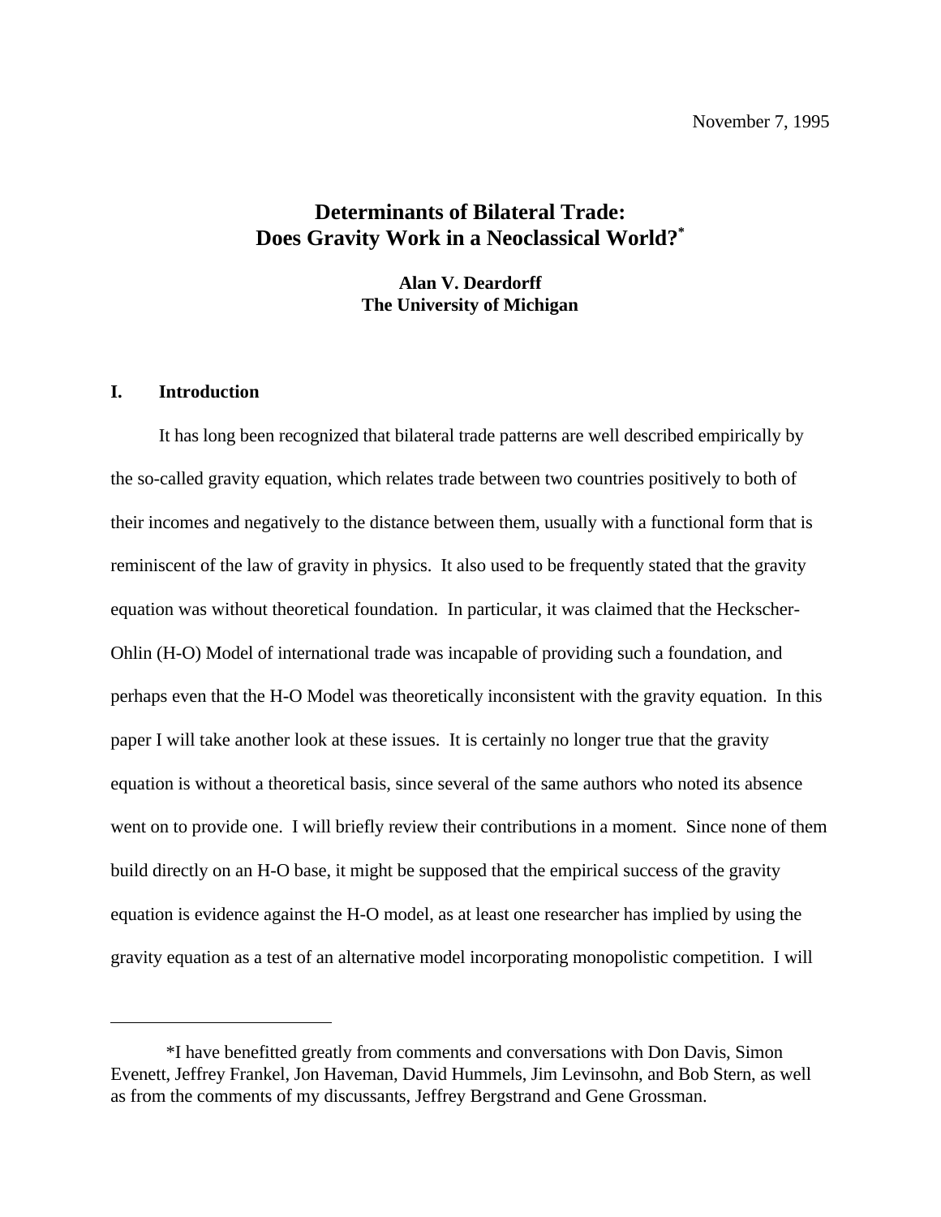November 7, 1995

# Determinants of Bilateral Trade: Does Gravity Work in a Neoclassical World?*

**Alan V. Deardorff**
**The University of Michigan**

## I. Introduction

It has long been recognized that bilateral trade patterns are well described empirically by the so-called gravity equation, which relates trade between two countries positively to both of their incomes and negatively to the distance between them, usually with a functional form that is reminiscent of the law of gravity in physics. It also used to be frequently stated that the gravity equation was without theoretical foundation. In particular, it was claimed that the Heckscher-Ohlin (H-O) Model of international trade was incapable of providing such a foundation, and perhaps even that the H-O Model was theoretically inconsistent with the gravity equation. In this paper I will take another look at these issues. It is certainly no longer true that the gravity equation is without a theoretical basis, since several of the same authors who noted its absence went on to provide one. I will briefly review their contributions in a moment. Since none of them build directly on an H-O base, it might be supposed that the empirical success of the gravity equation is evidence against the H-O model, as at least one researcher has implied by using the gravity equation as a test of an alternative model incorporating monopolistic competition. I will

---

*I have benefitted greatly from comments and conversations with Don Davis, Simon Evenett, Jeffrey Frankel, Jon Haveman, David Hummels, Jim Levinsohn, and Bob Stern, as well as from the comments of my discussants, Jeffrey Bergstrand and Gene Grossman.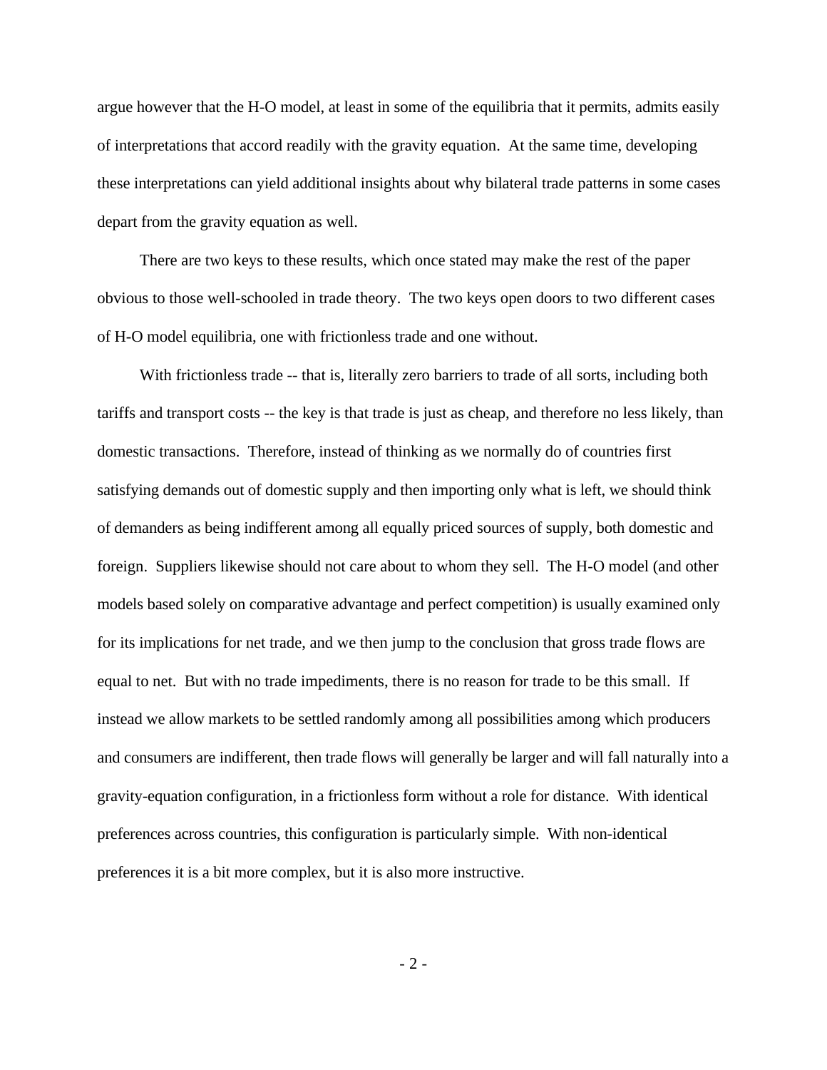argue however that the H-O model, at least in some of the equilibria that it permits, admits easily of interpretations that accord readily with the gravity equation. At the same time, developing these interpretations can yield additional insights about why bilateral trade patterns in some cases depart from the gravity equation as well.

There are two keys to these results, which once stated may make the rest of the paper obvious to those well-schooled in trade theory. The two keys open doors to two different cases of H-O model equilibria, one with frictionless trade and one without.

With frictionless trade -- that is, literally zero barriers to trade of all sorts, including both tariffs and transport costs -- the key is that trade is just as cheap, and therefore no less likely, than domestic transactions. Therefore, instead of thinking as we normally do of countries first satisfying demands out of domestic supply and then importing only what is left, we should think of demanders as being indifferent among all equally priced sources of supply, both domestic and foreign. Suppliers likewise should not care about to whom they sell. The H-O model (and other models based solely on comparative advantage and perfect competition) is usually examined only for its implications for net trade, and we then jump to the conclusion that gross trade flows are equal to net. But with no trade impediments, there is no reason for trade to be this small. If instead we allow markets to be settled randomly among all possibilities among which producers and consumers are indifferent, then trade flows will generally be larger and will fall naturally into a gravity-equation configuration, in a frictionless form without a role for distance. With identical preferences across countries, this configuration is particularly simple. With non-identical preferences it is a bit more complex, but it is also more instructive.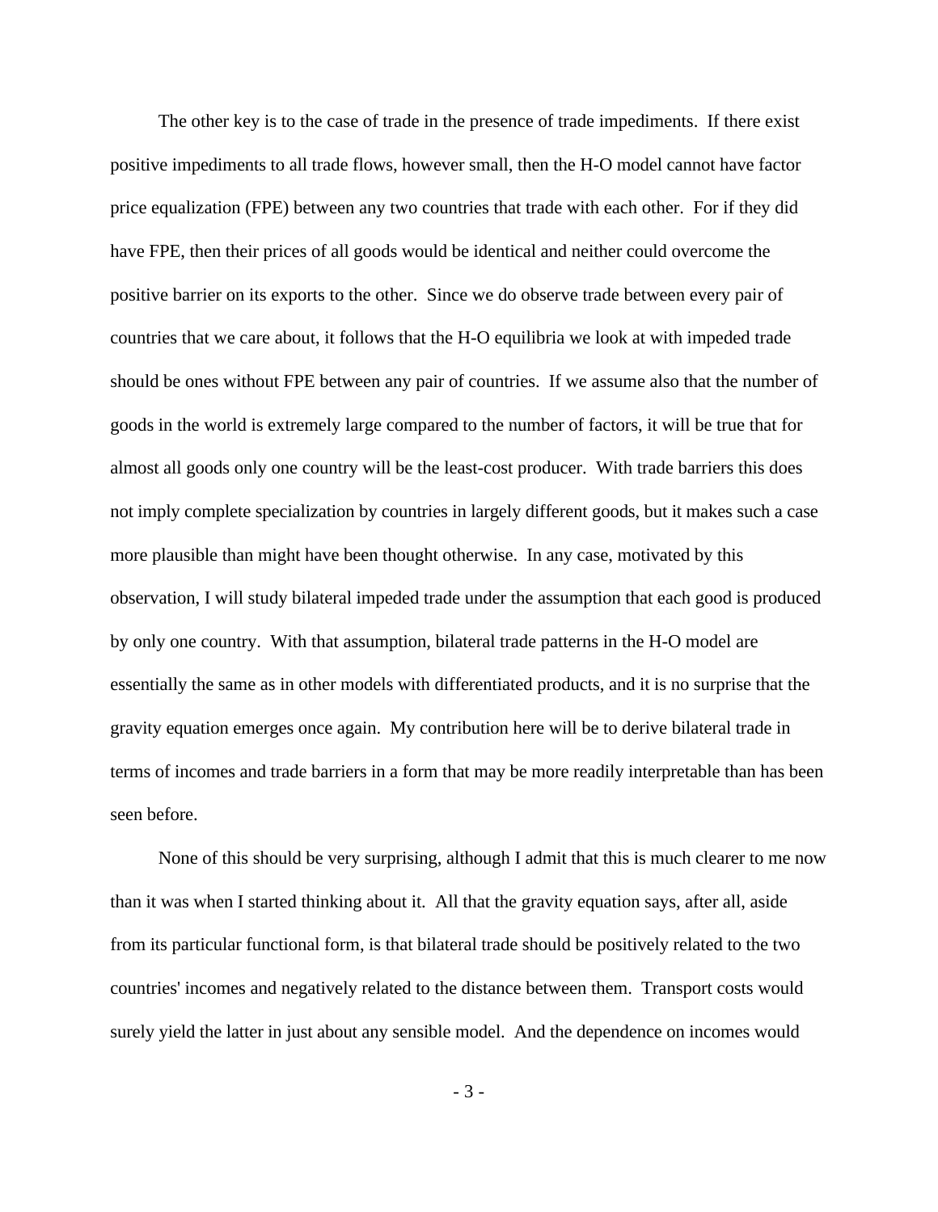The other key is to the case of trade in the presence of trade impediments. If there exist positive impediments to all trade flows, however small, then the H-O model cannot have factor price equalization (FPE) between any two countries that trade with each other. For if they did have FPE, then their prices of all goods would be identical and neither could overcome the positive barrier on its exports to the other. Since we do observe trade between every pair of countries that we care about, it follows that the H-O equilibria we look at with impeded trade should be ones without FPE between any pair of countries. If we assume also that the number of goods in the world is extremely large compared to the number of factors, it will be true that for almost all goods only one country will be the least-cost producer. With trade barriers this does not imply complete specialization by countries in largely different goods, but it makes such a case more plausible than might have been thought otherwise. In any case, motivated by this observation, I will study bilateral impeded trade under the assumption that each good is produced by only one country. With that assumption, bilateral trade patterns in the H-O model are essentially the same as in other models with differentiated products, and it is no surprise that the gravity equation emerges once again. My contribution here will be to derive bilateral trade in terms of incomes and trade barriers in a form that may be more readily interpretable than has been seen before.

None of this should be very surprising, although I admit that this is much clearer to me now than it was when I started thinking about it. All that the gravity equation says, after all, aside from its particular functional form, is that bilateral trade should be positively related to the two countries' incomes and negatively related to the distance between them. Transport costs would surely yield the latter in just about any sensible model. And the dependence on incomes would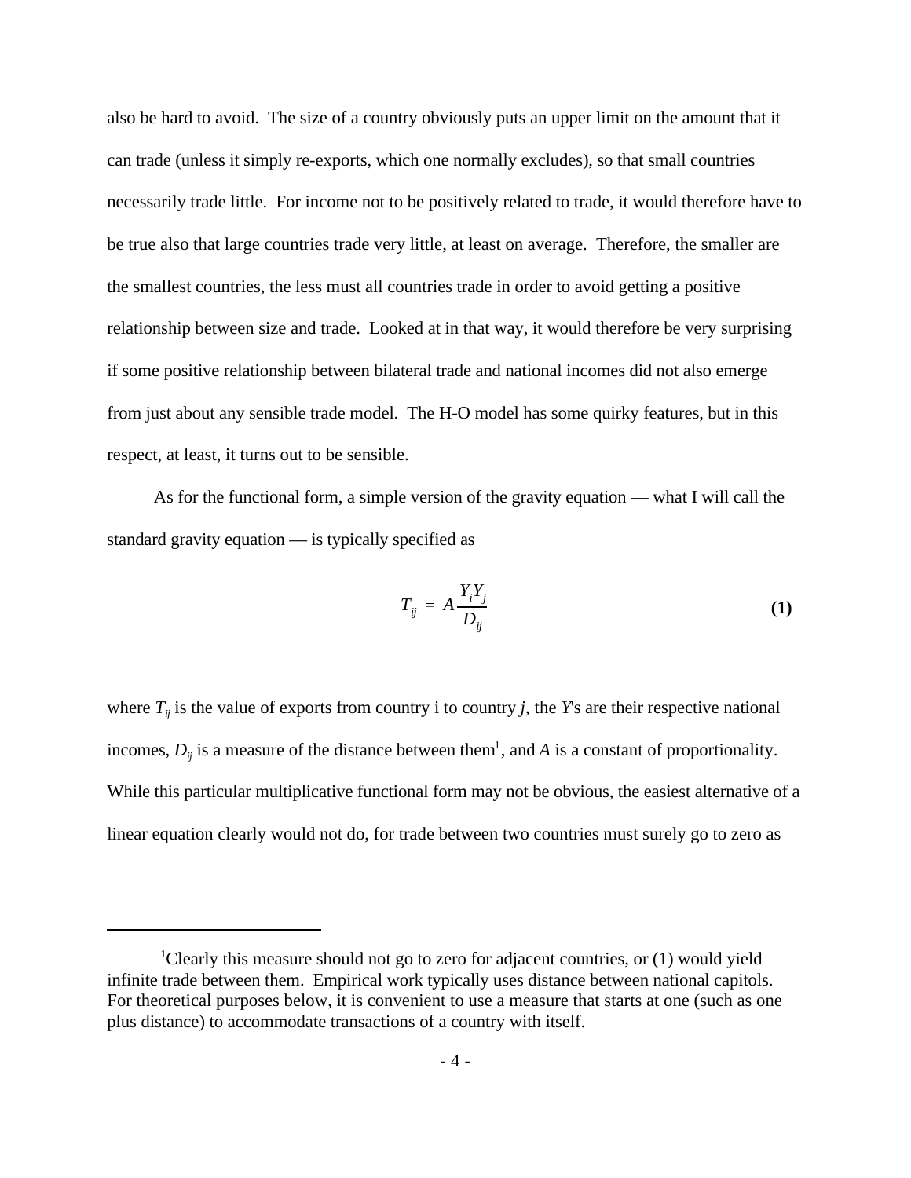also be hard to avoid. The size of a country obviously puts an upper limit on the amount that it can trade (unless it simply re-exports, which one normally excludes), so that small countries necessarily trade little. For income not to be positively related to trade, it would therefore have to be true also that large countries trade very little, at least on average. Therefore, the smaller are the smallest countries, the less must all countries trade in order to avoid getting a positive relationship between size and trade. Looked at in that way, it would therefore be very surprising if some positive relationship between bilateral trade and national incomes did not also emerge from just about any sensible trade model. The H-O model has some quirky features, but in this respect, at least, it turns out to be sensible.

As for the functional form, a simple version of the gravity equation — what I will call the standard gravity equation — is typically specified as

$$T_{ij} = A \frac{Y_i Y_j}{D_{ij}} \tag{1}$$

where $T_{ij}$ is the value of exports from country i to country $j$, the $Y$'s are their respective national incomes, $D_{ij}$ is a measure of the distance between them[1], and $A$ is a constant of proportionality. While this particular multiplicative functional form may not be obvious, the easiest alternative of a linear equation clearly would not do, for trade between two countries must surely go to zero as

---

[1]Clearly this measure should not go to zero for adjacent countries, or (1) would yield infinite trade between them. Empirical work typically uses distance between national capitols. For theoretical purposes below, it is convenient to use a measure that starts at one (such as one plus distance) to accommodate transactions of a country with itself.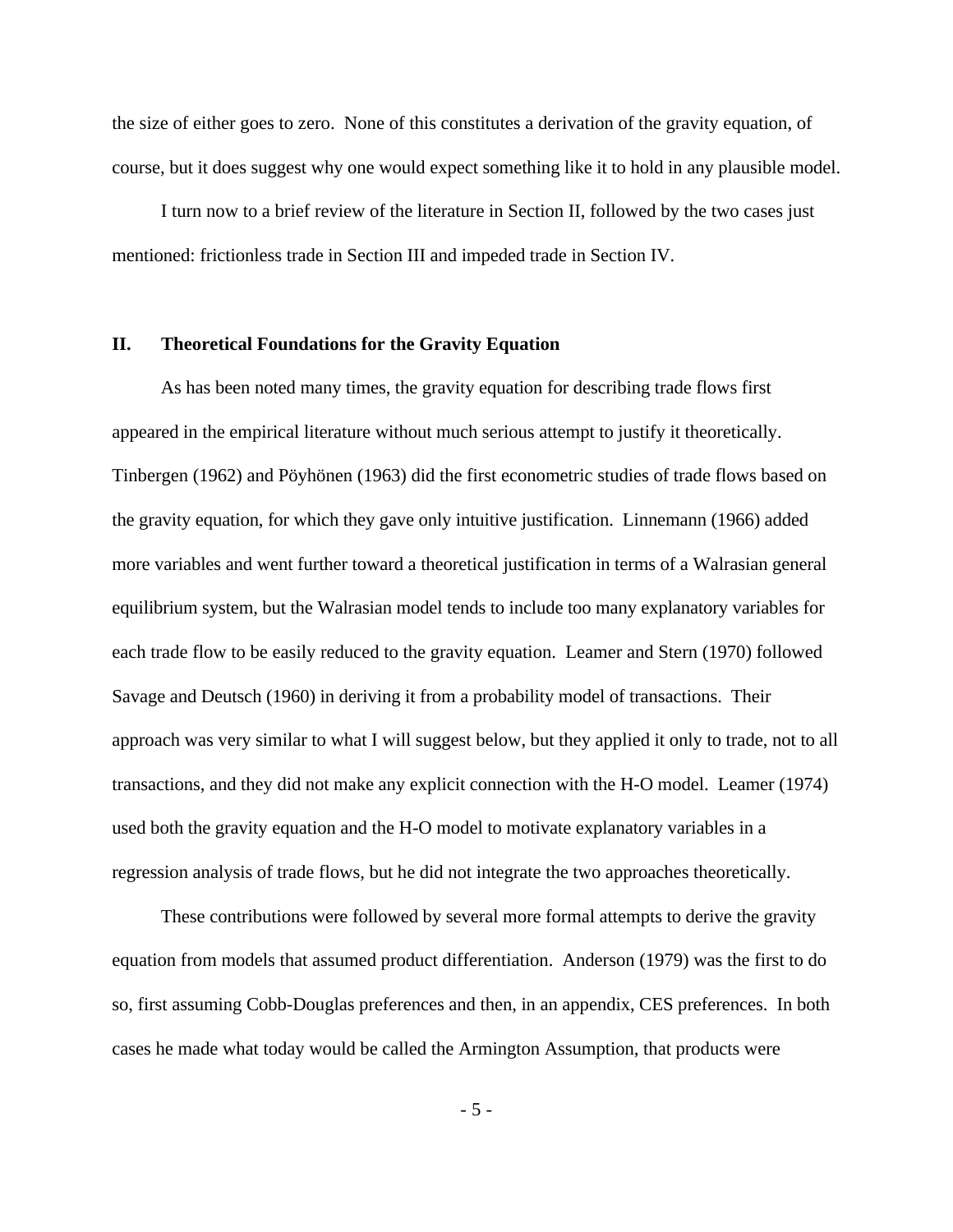the size of either goes to zero. None of this constitutes a derivation of the gravity equation, of course, but it does suggest why one would expect something like it to hold in any plausible model.

I turn now to a brief review of the literature in Section II, followed by the two cases just mentioned: frictionless trade in Section III and impeded trade in Section IV.

## II. Theoretical Foundations for the Gravity Equation

As has been noted many times, the gravity equation for describing trade flows first appeared in the empirical literature without much serious attempt to justify it theoretically. Tinbergen (1962) and Pöyhönen (1963) did the first econometric studies of trade flows based on the gravity equation, for which they gave only intuitive justification. Linnemann (1966) added more variables and went further toward a theoretical justification in terms of a Walrasian general equilibrium system, but the Walrasian model tends to include too many explanatory variables for each trade flow to be easily reduced to the gravity equation. Leamer and Stern (1970) followed Savage and Deutsch (1960) in deriving it from a probability model of transactions. Their approach was very similar to what I will suggest below, but they applied it only to trade, not to all transactions, and they did not make any explicit connection with the H-O model. Leamer (1974) used both the gravity equation and the H-O model to motivate explanatory variables in a regression analysis of trade flows, but he did not integrate the two approaches theoretically.

These contributions were followed by several more formal attempts to derive the gravity equation from models that assumed product differentiation. Anderson (1979) was the first to do so, first assuming Cobb-Douglas preferences and then, in an appendix, CES preferences. In both cases he made what today would be called the Armington Assumption, that products were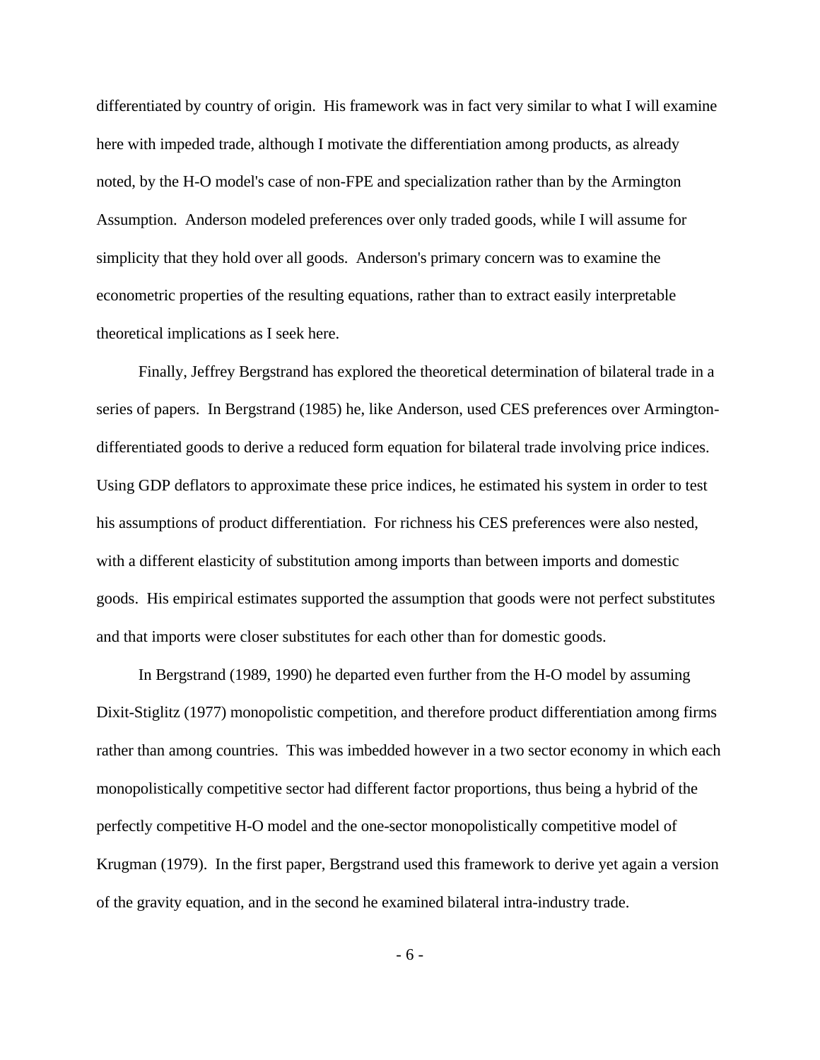differentiated by country of origin. His framework was in fact very similar to what I will examine here with impeded trade, although I motivate the differentiation among products, as already noted, by the H-O model's case of non-FPE and specialization rather than by the Armington Assumption. Anderson modeled preferences over only traded goods, while I will assume for simplicity that they hold over all goods. Anderson's primary concern was to examine the econometric properties of the resulting equations, rather than to extract easily interpretable theoretical implications as I seek here.

Finally, Jeffrey Bergstrand has explored the theoretical determination of bilateral trade in a series of papers. In Bergstrand (1985) he, like Anderson, used CES preferences over Armington-differentiated goods to derive a reduced form equation for bilateral trade involving price indices. Using GDP deflators to approximate these price indices, he estimated his system in order to test his assumptions of product differentiation. For richness his CES preferences were also nested, with a different elasticity of substitution among imports than between imports and domestic goods. His empirical estimates supported the assumption that goods were not perfect substitutes and that imports were closer substitutes for each other than for domestic goods.

In Bergstrand (1989, 1990) he departed even further from the H-O model by assuming Dixit-Stiglitz (1977) monopolistic competition, and therefore product differentiation among firms rather than among countries. This was imbedded however in a two sector economy in which each monopolistically competitive sector had different factor proportions, thus being a hybrid of the perfectly competitive H-O model and the one-sector monopolistically competitive model of Krugman (1979). In the first paper, Bergstrand used this framework to derive yet again a version of the gravity equation, and in the second he examined bilateral intra-industry trade.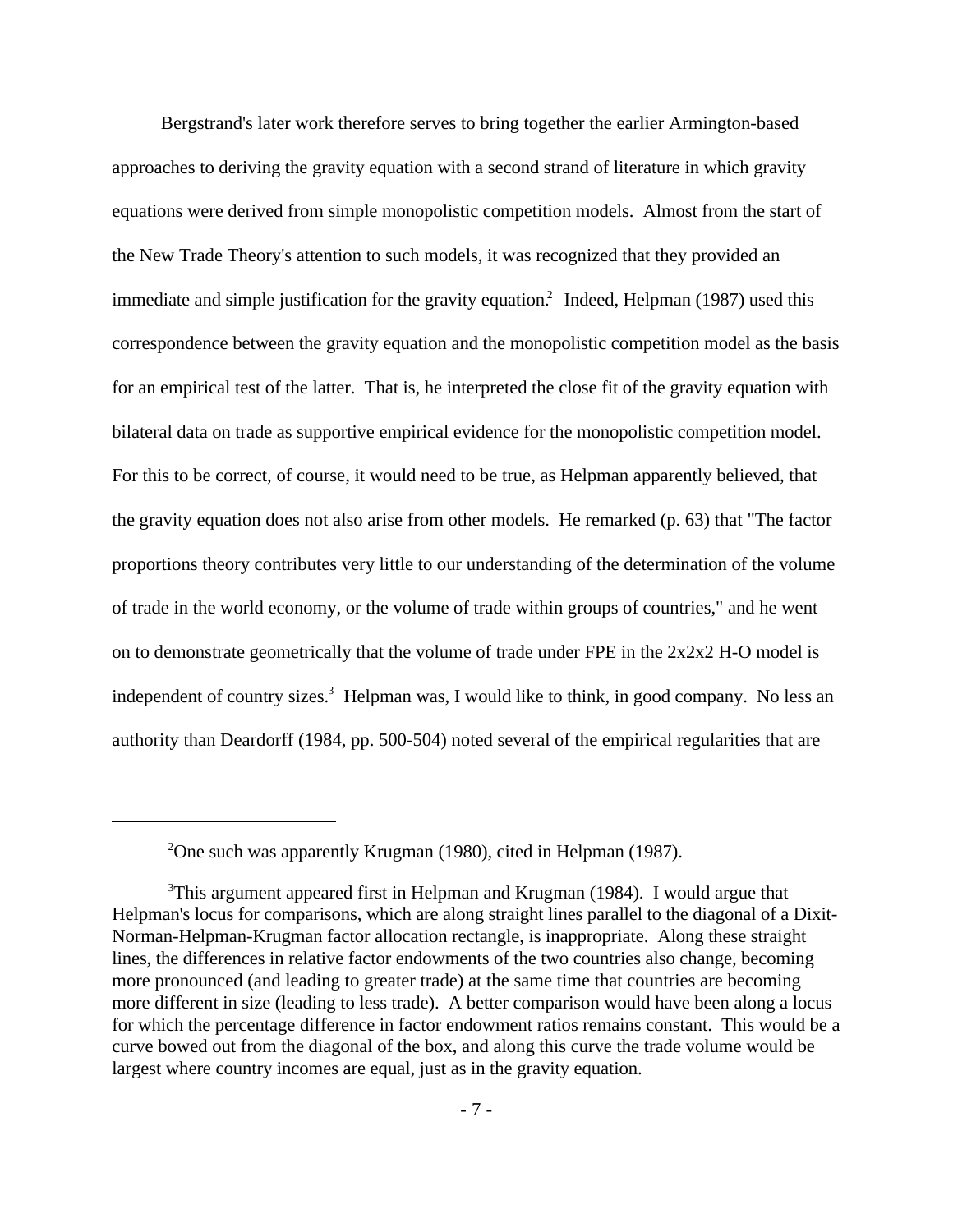Bergstrand's later work therefore serves to bring together the earlier Armington-based approaches to deriving the gravity equation with a second strand of literature in which gravity equations were derived from simple monopolistic competition models. Almost from the start of the New Trade Theory's attention to such models, it was recognized that they provided an immediate and simple justification for the gravity equation.[2] Indeed, Helpman (1987) used this correspondence between the gravity equation and the monopolistic competition model as the basis for an empirical test of the latter. That is, he interpreted the close fit of the gravity equation with bilateral data on trade as supportive empirical evidence for the monopolistic competition model. For this to be correct, of course, it would need to be true, as Helpman apparently believed, that the gravity equation does not also arise from other models. He remarked (p. 63) that "The factor proportions theory contributes very little to our understanding of the determination of the volume of trade in the world economy, or the volume of trade within groups of countries," and he went on to demonstrate geometrically that the volume of trade under FPE in the 2x2x2 H-O model is independent of country sizes.[3] Helpman was, I would like to think, in good company. No less an authority than Deardorff (1984, pp. 500-504) noted several of the empirical regularities that are

---

[2]One such was apparently Krugman (1980), cited in Helpman (1987).

[3]This argument appeared first in Helpman and Krugman (1984). I would argue that Helpman's locus for comparisons, which are along straight lines parallel to the diagonal of a Dixit-Norman-Helpman-Krugman factor allocation rectangle, is inappropriate. Along these straight lines, the differences in relative factor endowments of the two countries also change, becoming more pronounced (and leading to greater trade) at the same time that countries are becoming more different in size (leading to less trade). A better comparison would have been along a locus for which the percentage difference in factor endowment ratios remains constant. This would be a curve bowed out from the diagonal of the box, and along this curve the trade volume would be largest where country incomes are equal, just as in the gravity equation.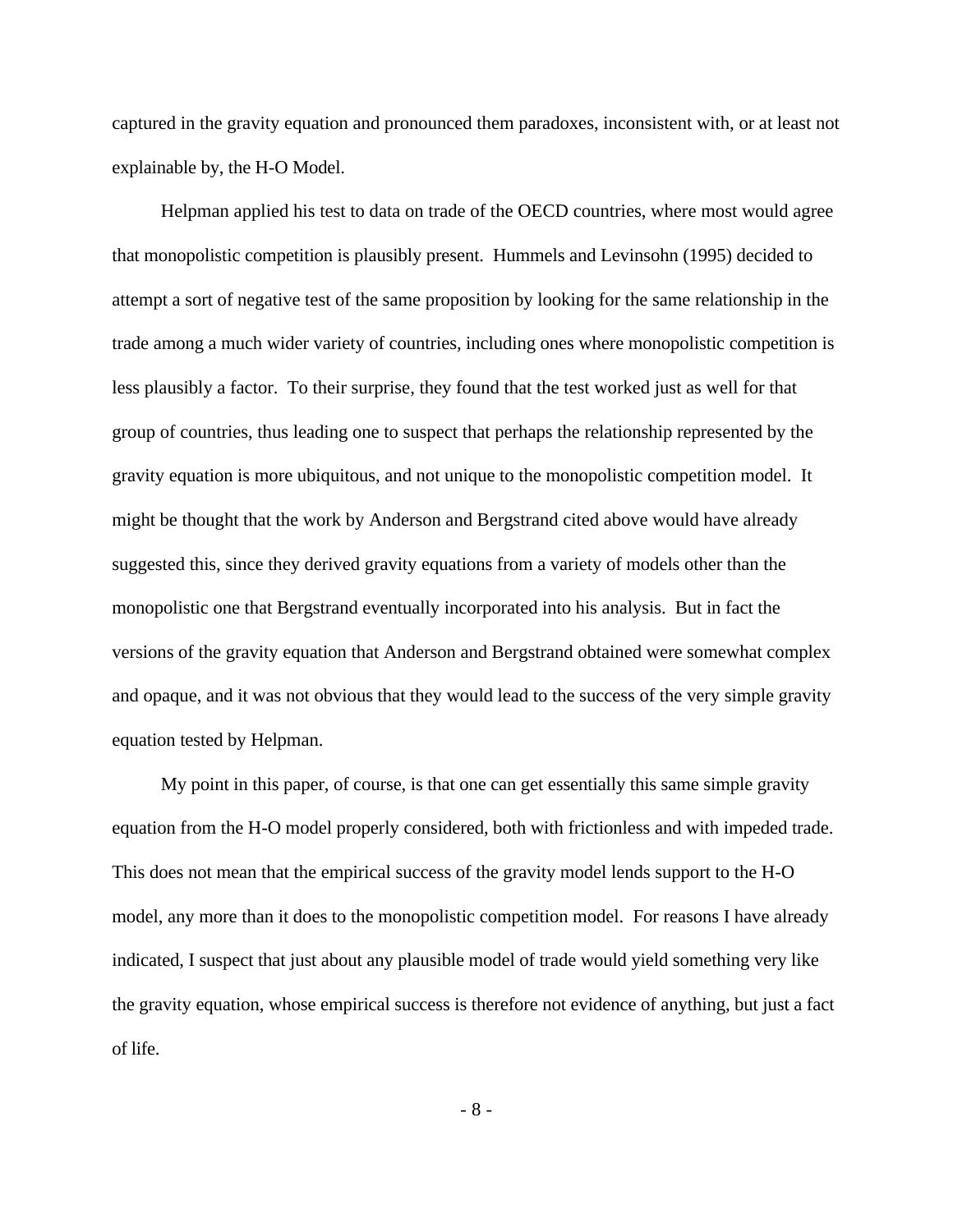captured in the gravity equation and pronounced them paradoxes, inconsistent with, or at least not explainable by, the H-O Model.

Helpman applied his test to data on trade of the OECD countries, where most would agree that monopolistic competition is plausibly present. Hummels and Levinsohn (1995) decided to attempt a sort of negative test of the same proposition by looking for the same relationship in the trade among a much wider variety of countries, including ones where monopolistic competition is less plausibly a factor. To their surprise, they found that the test worked just as well for that group of countries, thus leading one to suspect that perhaps the relationship represented by the gravity equation is more ubiquitous, and not unique to the monopolistic competition model. It might be thought that the work by Anderson and Bergstrand cited above would have already suggested this, since they derived gravity equations from a variety of models other than the monopolistic one that Bergstrand eventually incorporated into his analysis. But in fact the versions of the gravity equation that Anderson and Bergstrand obtained were somewhat complex and opaque, and it was not obvious that they would lead to the success of the very simple gravity equation tested by Helpman.

My point in this paper, of course, is that one can get essentially this same simple gravity equation from the H-O model properly considered, both with frictionless and with impeded trade. This does not mean that the empirical success of the gravity model lends support to the H-O model, any more than it does to the monopolistic competition model. For reasons I have already indicated, I suspect that just about any plausible model of trade would yield something very like the gravity equation, whose empirical success is therefore not evidence of anything, but just a fact of life.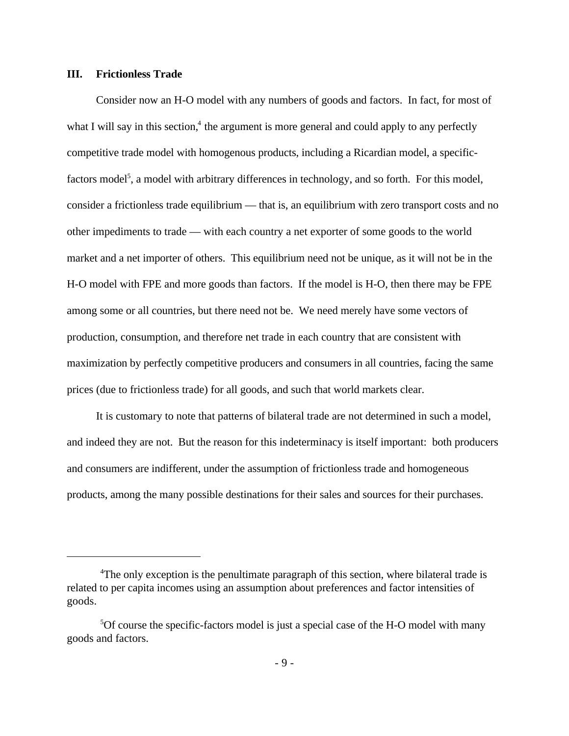## III. Frictionless Trade

Consider now an H-O model with any numbers of goods and factors. In fact, for most of what I will say in this section,[4] the argument is more general and could apply to any perfectly competitive trade model with homogenous products, including a Ricardian model, a specific-factors model[5], a model with arbitrary differences in technology, and so forth. For this model, consider a frictionless trade equilibrium — that is, an equilibrium with zero transport costs and no other impediments to trade — with each country a net exporter of some goods to the world market and a net importer of others. This equilibrium need not be unique, as it will not be in the H-O model with FPE and more goods than factors. If the model is H-O, then there may be FPE among some or all countries, but there need not be. We need merely have some vectors of production, consumption, and therefore net trade in each country that are consistent with maximization by perfectly competitive producers and consumers in all countries, facing the same prices (due to frictionless trade) for all goods, and such that world markets clear.

It is customary to note that patterns of bilateral trade are not determined in such a model, and indeed they are not. But the reason for this indeterminacy is itself important: both producers and consumers are indifferent, under the assumption of frictionless trade and homogeneous products, among the many possible destinations for their sales and sources for their purchases.

---

[4] The only exception is the penultimate paragraph of this section, where bilateral trade is related to per capita incomes using an assumption about preferences and factor intensities of goods.

[5] Of course the specific-factors model is just a special case of the H-O model with many goods and factors.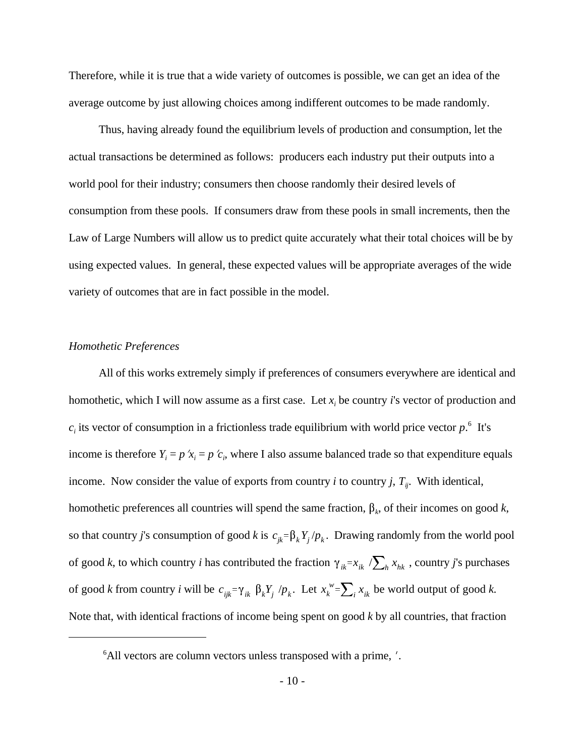Therefore, while it is true that a wide variety of outcomes is possible, we can get an idea of the average outcome by just allowing choices among indifferent outcomes to be made randomly.

Thus, having already found the equilibrium levels of production and consumption, let the actual transactions be determined as follows: producers each industry put their outputs into a world pool for their industry; consumers then choose randomly their desired levels of consumption from these pools. If consumers draw from these pools in small increments, then the Law of Large Numbers will allow us to predict quite accurately what their total choices will be by using expected values. In general, these expected values will be appropriate averages of the wide variety of outcomes that are in fact possible in the model.

*Homothetic Preferences*

All of this works extremely simply if preferences of consumers everywhere are identical and homothetic, which I will now assume as a first case. Let $x_i$ be country *i*'s vector of production and $c_i$ its vector of consumption in a frictionless trade equilibrium with world price vector $p$.[6] It's income is therefore $Y_i = p'x_i = p'c_i$, where I also assume balanced trade so that expenditure equals income. Now consider the value of exports from country *i* to country *j*, $T_{ij}$. With identical, homothetic preferences all countries will spend the same fraction, $\beta_k$, of their incomes on good *k*, so that country *j*'s consumption of good *k* is $c_{jk}=\beta_k Y_j/p_k$. Drawing randomly from the world pool of good *k*, to which country *i* has contributed the fraction $\gamma_{ik}=x_{ik}/\sum_h x_{hk}$, country *j*'s purchases of good *k* from country *i* will be $c_{ijk}=\gamma_{ik}\,\beta_k Y_j/p_k$. Let $x_k^w=\sum_i x_{ik}$ be world output of good *k*. Note that, with identical fractions of income being spent on good *k* by all countries, that fraction

---

[6] All vectors are column vectors unless transposed with a prime, $'$.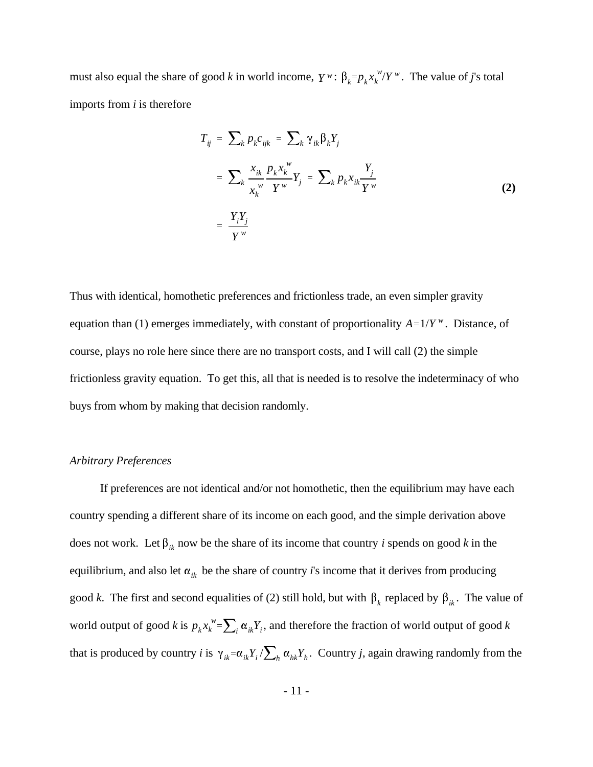must also equal the share of good *k* in world income, $Y^w$: $\beta_k = p_k x_k^w / Y^w$. The value of *j*'s total imports from *i* is therefore

$$
\begin{aligned}
T_{ij} &= \sum_k p_k c_{ijk} = \sum_k \gamma_{ik} \beta_k Y_j \\
&= \sum_k \frac{x_{ik}}{x_k^w} \frac{p_k x_k^w}{Y^w} Y_j = \sum_k p_k x_{ik} \frac{Y_j}{Y^w} \\
&= \frac{Y_i Y_j}{Y^w}
\end{aligned}
\qquad \textbf{(2)}
$$

Thus with identical, homothetic preferences and frictionless trade, an even simpler gravity equation than (1) emerges immediately, with constant of proportionality $A = 1/Y^w$. Distance, of course, plays no role here since there are no transport costs, and I will call (2) the simple frictionless gravity equation. To get this, all that is needed is to resolve the indeterminacy of who buys from whom by making that decision randomly.

*Arbitrary Preferences*

If preferences are not identical and/or not homothetic, then the equilibrium may have each country spending a different share of its income on each good, and the simple derivation above does not work. Let $\beta_{ik}$ now be the share of its income that country *i* spends on good *k* in the equilibrium, and also let $\alpha_{ik}$ be the share of country *i*'s income that it derives from producing good *k*. The first and second equalities of (2) still hold, but with $\beta_k$ replaced by $\beta_{ik}$. The value of world output of good *k* is $p_k x_k^w = \sum_i \alpha_{ik} Y_i$, and therefore the fraction of world output of good *k* that is produced by country *i* is $\gamma_{ik} = \alpha_{ik} Y_i / \sum_h \alpha_{hk} Y_h$. Country *j*, again drawing randomly from the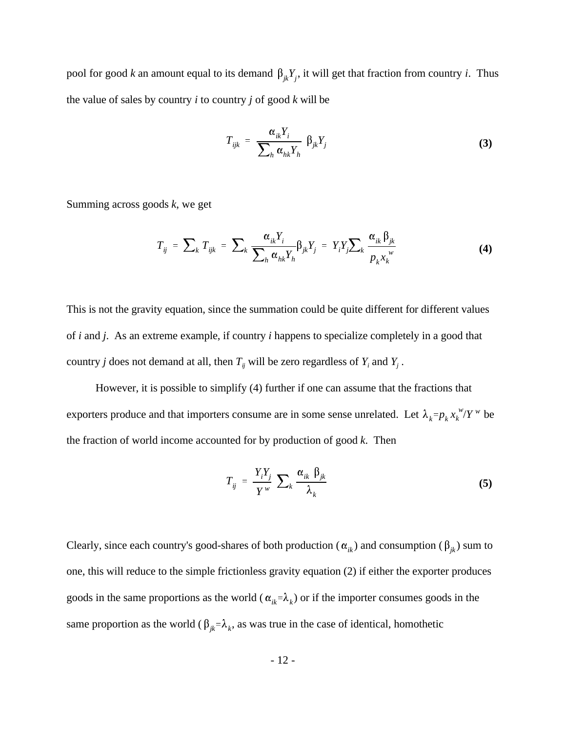pool for good *k* an amount equal to its demand $\beta_{jk}Y_j$, it will get that fraction from country *i*. Thus the value of sales by country *i* to country *j* of good *k* will be

$$T_{ijk} = \frac{\alpha_{ik}Y_i}{\sum_h \alpha_{hk}Y_h} \beta_{jk}Y_j \tag{3}$$

Summing across goods *k*, we get

$$T_{ij} = \sum_k T_{ijk} = \sum_k \frac{\alpha_{ik}Y_i}{\sum_h \alpha_{hk}Y_h}\beta_{jk}Y_j = Y_iY_j\sum_k \frac{\alpha_{ik}\,\beta_{jk}}{p_k x_k^w} \tag{4}$$

This is not the gravity equation, since the summation could be quite different for different values of *i* and *j*. As an extreme example, if country *i* happens to specialize completely in a good that country *j* does not demand at all, then $T_{ij}$ will be zero regardless of $Y_i$ and $Y_j$.

However, it is possible to simplify (4) further if one can assume that the fractions that exporters produce and that importers consume are in some sense unrelated. Let $\lambda_k = p_k x_k^w / Y^w$ be the fraction of world income accounted for by production of good *k*. Then

$$T_{ij} = \frac{Y_iY_j}{Y^w} \sum_k \frac{\alpha_{ik}\ \beta_{jk}}{\lambda_k} \tag{5}$$

Clearly, since each country's good-shares of both production ($\alpha_{ik}$) and consumption ($\beta_{jk}$) sum to one, this will reduce to the simple frictionless gravity equation (2) if either the exporter produces goods in the same proportions as the world ($\alpha_{ik}=\lambda_k$) or if the importer consumes goods in the same proportion as the world ($\beta_{jk}=\lambda_k$, as was true in the case of identical, homothetic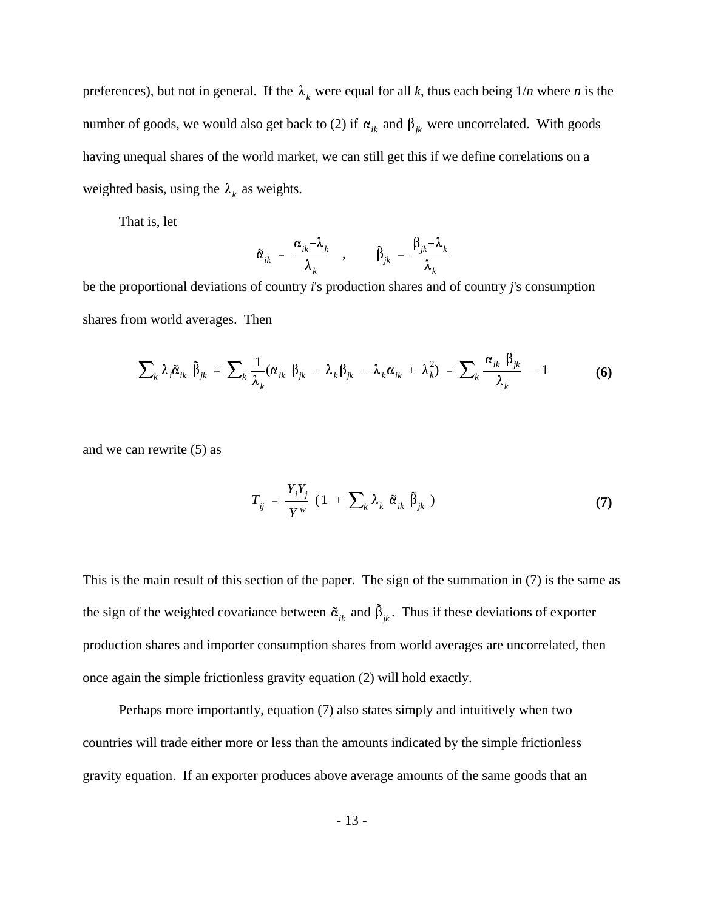preferences), but not in general. If the $\lambda_k$ were equal for all *k*, thus each being 1/*n* where *n* is the number of goods, we would also get back to (2) if $\alpha_{ik}$ and $\beta_{jk}$ were uncorrelated. With goods having unequal shares of the world market, we can still get this if we define correlations on a weighted basis, using the $\lambda_k$ as weights.

That is, let

$$\tilde{\alpha}_{ik} = \frac{\alpha_{ik} - \lambda_k}{\lambda_k} \quad , \qquad \tilde{\beta}_{jk} = \frac{\beta_{jk} - \lambda_k}{\lambda_k}$$

be the proportional deviations of country *i*'s production shares and of country *j*'s consumption shares from world averages. Then

$$\sum_k \lambda_i \tilde{\alpha}_{ik} \ \tilde{\beta}_{jk} = \sum_k \frac{1}{\lambda_k} (\alpha_{ik} \ \beta_{jk} - \lambda_k \beta_{jk} - \lambda_k \alpha_{ik} + \lambda_k^2) = \sum_k \frac{\alpha_{ik} \ \beta_{jk}}{\lambda_k} - 1 \tag{6}$$

and we can rewrite (5) as

$$T_{ij} = \frac{Y_i Y_j}{Y^w} \left(1 + \sum_k \lambda_k \ \tilde{\alpha}_{ik} \ \tilde{\beta}_{jk} \right) \tag{7}$$

This is the main result of this section of the paper. The sign of the summation in (7) is the same as the sign of the weighted covariance between $\tilde{\alpha}_{ik}$ and $\tilde{\beta}_{jk}$. Thus if these deviations of exporter production shares and importer consumption shares from world averages are uncorrelated, then once again the simple frictionless gravity equation (2) will hold exactly.

Perhaps more importantly, equation (7) also states simply and intuitively when two countries will trade either more or less than the amounts indicated by the simple frictionless gravity equation. If an exporter produces above average amounts of the same goods that an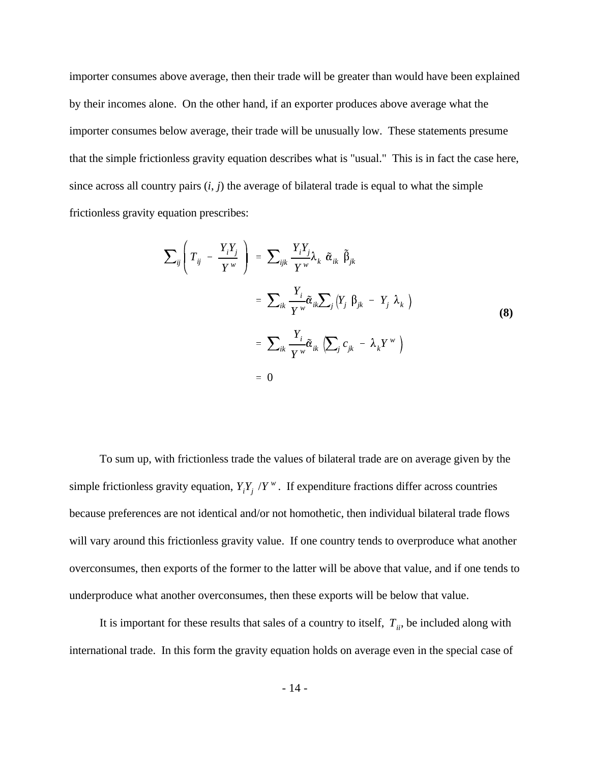importer consumes above average, then their trade will be greater than would have been explained by their incomes alone. On the other hand, if an exporter produces above average what the importer consumes below average, their trade will be unusually low. These statements presume that the simple frictionless gravity equation describes what is "usual." This is in fact the case here, since across all country pairs ($i$, $j$) the average of bilateral trade is equal to what the simple frictionless gravity equation prescribes:

$$
\begin{aligned}
\sum_{ij}\left( T_{ij} - \frac{Y_i Y_j}{Y^w} \right) &= \sum_{ijk} \frac{Y_i Y_j}{Y^w} \lambda_k \, \tilde{\alpha}_{ik} \, \tilde{\beta}_{jk} \\
&= \sum_{ik} \frac{Y_i}{Y^w} \tilde{\alpha}_{ik} \sum_j \left( Y_j \, \beta_{jk} - Y_j \, \lambda_k \right) \\
&= \sum_{ik} \frac{Y_i}{Y^w} \tilde{\alpha}_{ik} \left( \sum_j c_{jk} - \lambda_k Y^w \right) \\
&= 0
\end{aligned}
\tag{8}
$$

To sum up, with frictionless trade the values of bilateral trade are on average given by the simple frictionless gravity equation, $Y_i Y_j / Y^w$. If expenditure fractions differ across countries because preferences are not identical and/or not homothetic, then individual bilateral trade flows will vary around this frictionless gravity value. If one country tends to overproduce what another overconsumes, then exports of the former to the latter will be above that value, and if one tends to underproduce what another overconsumes, then these exports will be below that value.

It is important for these results that sales of a country to itself, $T_{ii}$, be included along with international trade. In this form the gravity equation holds on average even in the special case of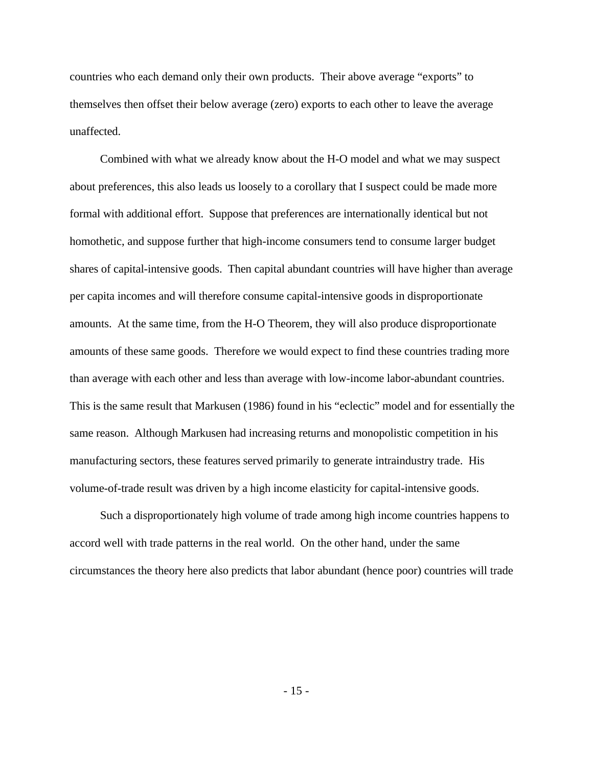countries who each demand only their own products. Their above average "exports" to themselves then offset their below average (zero) exports to each other to leave the average unaffected.

Combined with what we already know about the H-O model and what we may suspect about preferences, this also leads us loosely to a corollary that I suspect could be made more formal with additional effort. Suppose that preferences are internationally identical but not homothetic, and suppose further that high-income consumers tend to consume larger budget shares of capital-intensive goods. Then capital abundant countries will have higher than average per capita incomes and will therefore consume capital-intensive goods in disproportionate amounts. At the same time, from the H-O Theorem, they will also produce disproportionate amounts of these same goods. Therefore we would expect to find these countries trading more than average with each other and less than average with low-income labor-abundant countries. This is the same result that Markusen (1986) found in his "eclectic" model and for essentially the same reason. Although Markusen had increasing returns and monopolistic competition in his manufacturing sectors, these features served primarily to generate intraindustry trade. His volume-of-trade result was driven by a high income elasticity for capital-intensive goods.

Such a disproportionately high volume of trade among high income countries happens to accord well with trade patterns in the real world. On the other hand, under the same circumstances the theory here also predicts that labor abundant (hence poor) countries will trade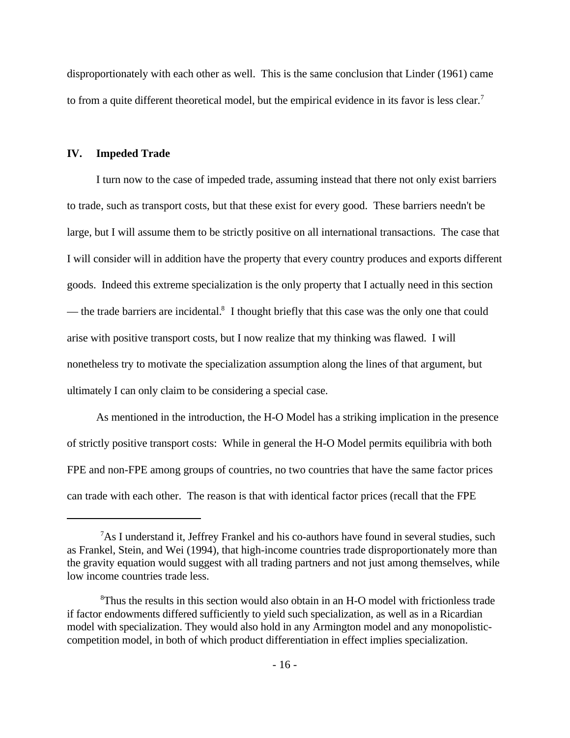disproportionately with each other as well. This is the same conclusion that Linder (1961) came to from a quite different theoretical model, but the empirical evidence in its favor is less clear.[7]

## IV. Impeded Trade

I turn now to the case of impeded trade, assuming instead that there not only exist barriers to trade, such as transport costs, but that these exist for every good. These barriers needn't be large, but I will assume them to be strictly positive on all international transactions. The case that I will consider will in addition have the property that every country produces and exports different goods. Indeed this extreme specialization is the only property that I actually need in this section — the trade barriers are incidental.[8] I thought briefly that this case was the only one that could arise with positive transport costs, but I now realize that my thinking was flawed. I will nonetheless try to motivate the specialization assumption along the lines of that argument, but ultimately I can only claim to be considering a special case.

As mentioned in the introduction, the H-O Model has a striking implication in the presence of strictly positive transport costs: While in general the H-O Model permits equilibria with both FPE and non-FPE among groups of countries, no two countries that have the same factor prices can trade with each other. The reason is that with identical factor prices (recall that the FPE

---

[7] As I understand it, Jeffrey Frankel and his co-authors have found in several studies, such as Frankel, Stein, and Wei (1994), that high-income countries trade disproportionately more than the gravity equation would suggest with all trading partners and not just among themselves, while low income countries trade less.

[8] Thus the results in this section would also obtain in an H-O model with frictionless trade if factor endowments differed sufficiently to yield such specialization, as well as in a Ricardian model with specialization. They would also hold in any Armington model and any monopolistic-competition model, in both of which product differentiation in effect implies specialization.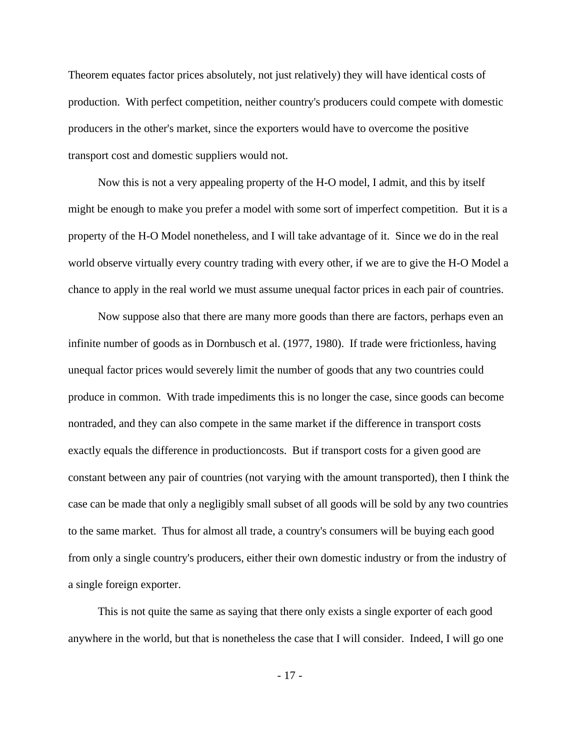Theorem equates factor prices absolutely, not just relatively) they will have identical costs of production. With perfect competition, neither country's producers could compete with domestic producers in the other's market, since the exporters would have to overcome the positive transport cost and domestic suppliers would not.

Now this is not a very appealing property of the H-O model, I admit, and this by itself might be enough to make you prefer a model with some sort of imperfect competition. But it is a property of the H-O Model nonetheless, and I will take advantage of it. Since we do in the real world observe virtually every country trading with every other, if we are to give the H-O Model a chance to apply in the real world we must assume unequal factor prices in each pair of countries.

Now suppose also that there are many more goods than there are factors, perhaps even an infinite number of goods as in Dornbusch et al. (1977, 1980). If trade were frictionless, having unequal factor prices would severely limit the number of goods that any two countries could produce in common. With trade impediments this is no longer the case, since goods can become nontraded, and they can also compete in the same market if the difference in transport costs exactly equals the difference in productioncosts. But if transport costs for a given good are constant between any pair of countries (not varying with the amount transported), then I think the case can be made that only a negligibly small subset of all goods will be sold by any two countries to the same market. Thus for almost all trade, a country's consumers will be buying each good from only a single country's producers, either their own domestic industry or from the industry of a single foreign exporter.

This is not quite the same as saying that there only exists a single exporter of each good anywhere in the world, but that is nonetheless the case that I will consider. Indeed, I will go one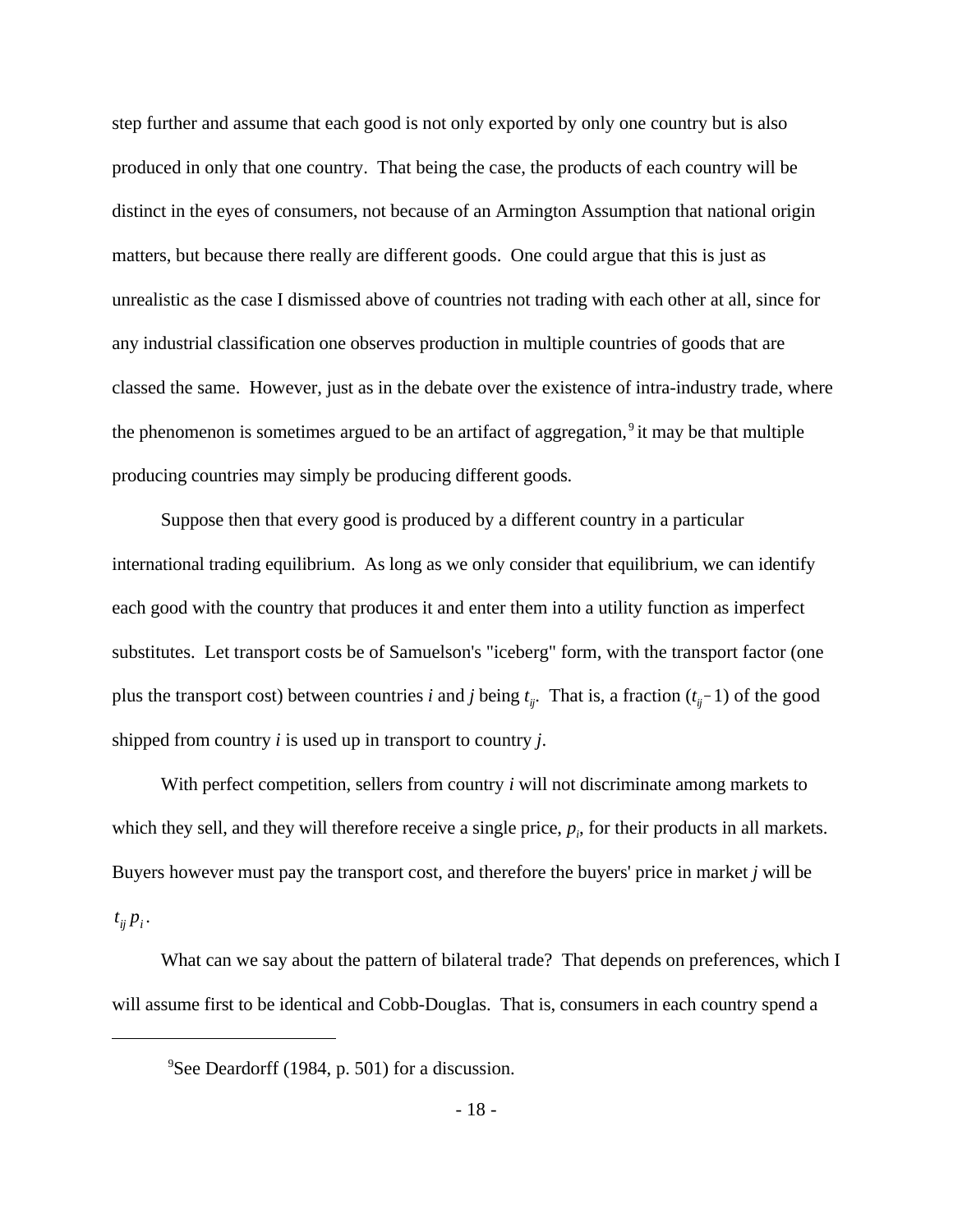step further and assume that each good is not only exported by only one country but is also produced in only that one country. That being the case, the products of each country will be distinct in the eyes of consumers, not because of an Armington Assumption that national origin matters, but because there really are different goods. One could argue that this is just as unrealistic as the case I dismissed above of countries not trading with each other at all, since for any industrial classification one observes production in multiple countries of goods that are classed the same. However, just as in the debate over the existence of intra-industry trade, where the phenomenon is sometimes argued to be an artifact of aggregation,[9] it may be that multiple producing countries may simply be producing different goods.

Suppose then that every good is produced by a different country in a particular international trading equilibrium. As long as we only consider that equilibrium, we can identify each good with the country that produces it and enter them into a utility function as imperfect substitutes. Let transport costs be of Samuelson's "iceberg" form, with the transport factor (one plus the transport cost) between countries $i$ and $j$ being $t_{ij}$. That is, a fraction $(t_{ij} - 1)$ of the good shipped from country $i$ is used up in transport to country $j$.

With perfect competition, sellers from country $i$ will not discriminate among markets to which they sell, and they will therefore receive a single price, $p_i$, for their products in all markets. Buyers however must pay the transport cost, and therefore the buyers' price in market $j$ will be $t_{ij} p_i$.

What can we say about the pattern of bilateral trade? That depends on preferences, which I will assume first to be identical and Cobb-Douglas. That is, consumers in each country spend a

[9] See Deardorff (1984, p. 501) for a discussion.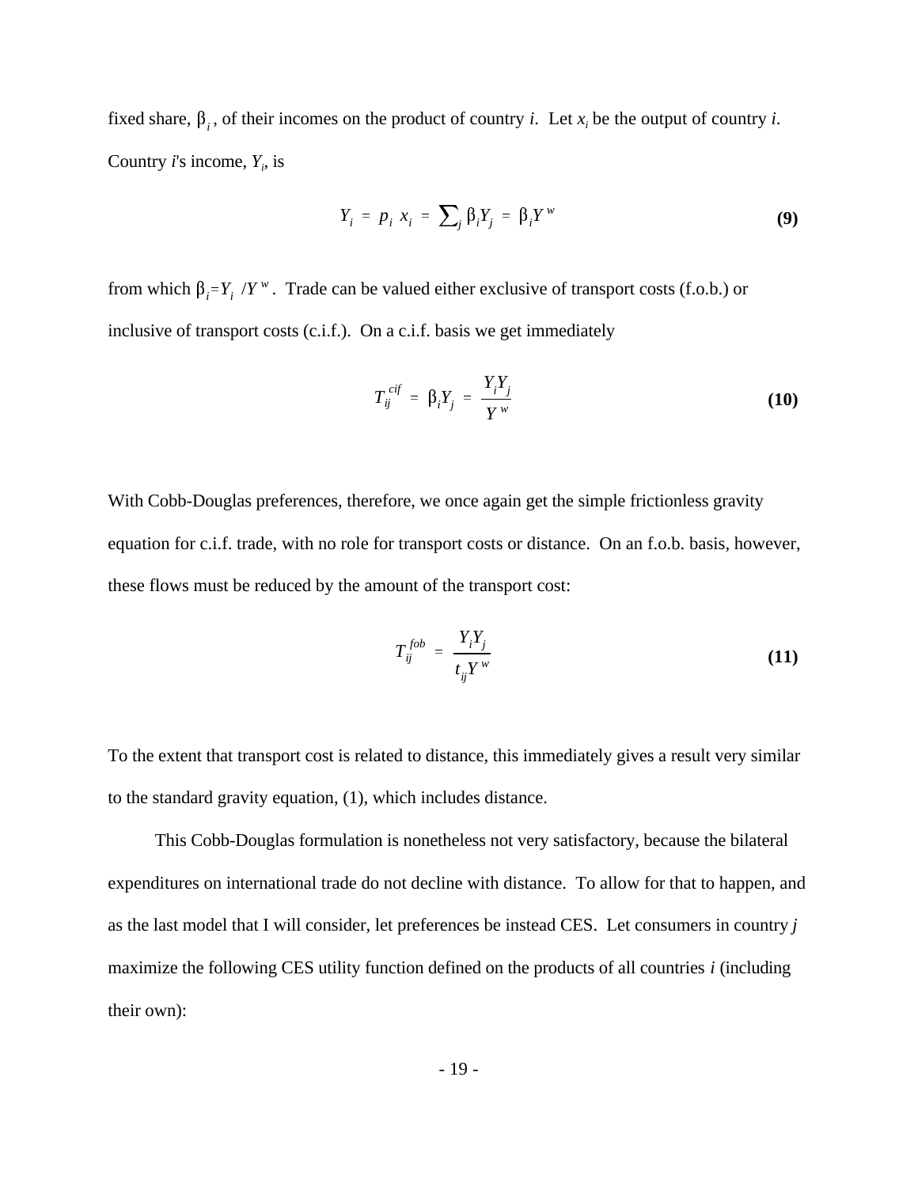fixed share, $\beta_i$, of their incomes on the product of country *i*. Let $x_i$ be the output of country *i*. Country *i*'s income, $Y_i$, is

$$Y_i = p_i \ x_i = \sum_j \beta_i Y_j = \beta_i Y^w \tag{9}$$

from which $\beta_i = Y_i \ / Y^w$. Trade can be valued either exclusive of transport costs (f.o.b.) or inclusive of transport costs (c.i.f.). On a c.i.f. basis we get immediately

$$T_{ij}^{cif} = \beta_i Y_j = \frac{Y_i Y_j}{Y^w} \tag{10}$$

With Cobb-Douglas preferences, therefore, we once again get the simple frictionless gravity equation for c.i.f. trade, with no role for transport costs or distance. On an f.o.b. basis, however, these flows must be reduced by the amount of the transport cost:

$$T_{ij}^{fob} = \frac{Y_i Y_j}{t_{ij} Y^w} \tag{11}$$

To the extent that transport cost is related to distance, this immediately gives a result very similar to the standard gravity equation, (1), which includes distance.

This Cobb-Douglas formulation is nonetheless not very satisfactory, because the bilateral expenditures on international trade do not decline with distance. To allow for that to happen, and as the last model that I will consider, let preferences be instead CES. Let consumers in country *j* maximize the following CES utility function defined on the products of all countries *i* (including their own):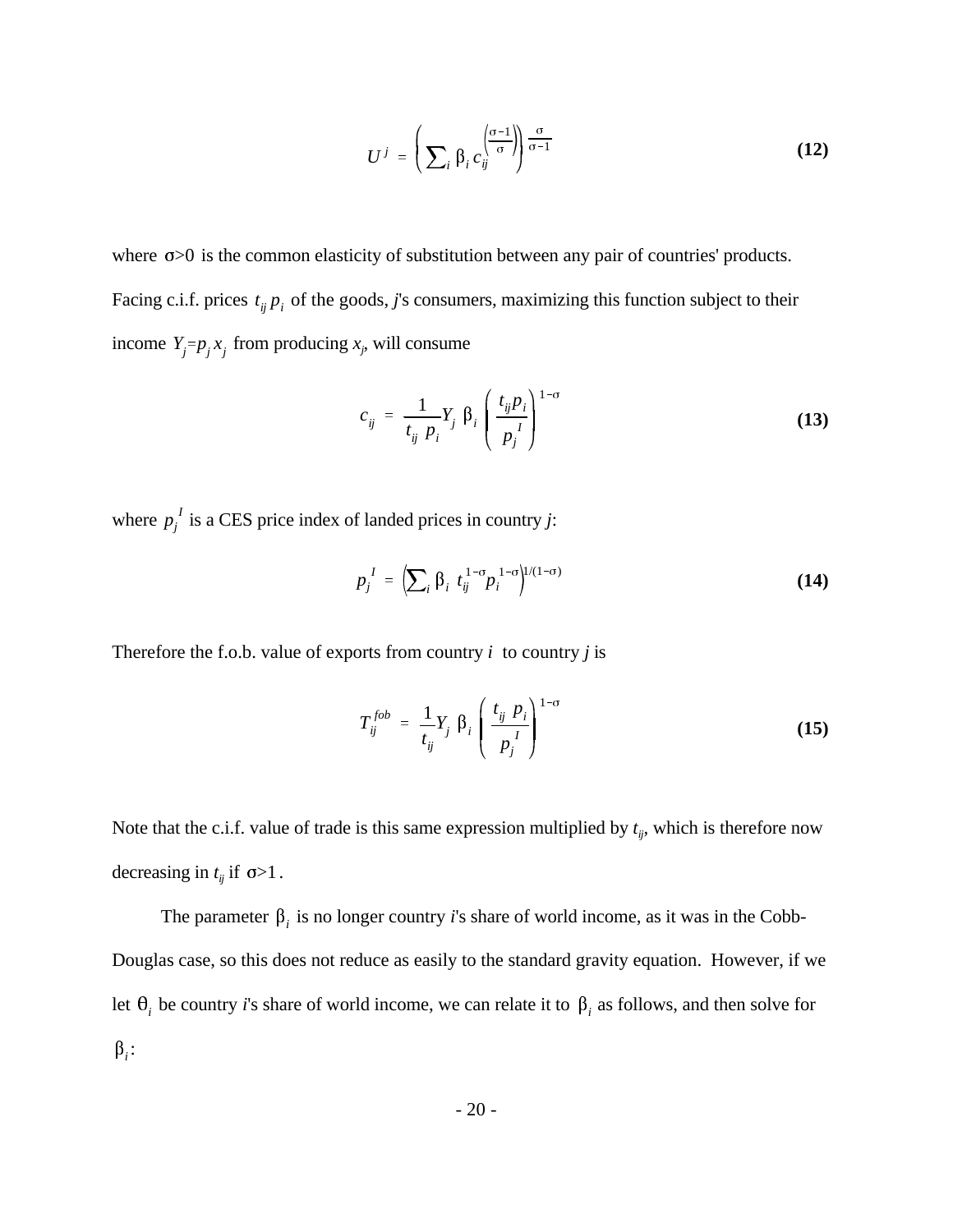$$U^j = \left( \sum_i \beta_i \, c_{ij}^{\left(\frac{\sigma-1}{\sigma}\right)} \right)^{\frac{\sigma}{\sigma-1}} \tag{12}$$

where $\sigma > 0$ is the common elasticity of substitution between any pair of countries' products. Facing c.i.f. prices $t_{ij} \, p_i$ of the goods, $j$'s consumers, maximizing this function subject to their income $Y_j = p_j \, x_j$ from producing $x_j$, will consume

$$c_{ij} = \frac{1}{t_{ij} \; p_i} Y_j \; \beta_i \left( \frac{t_{ij} p_i}{p_j^{\,I}} \right)^{1-\sigma} \tag{13}$$

where $p_j^{\,I}$ is a CES price index of landed prices in country $j$:

$$p_j^{\,I} = \left( \sum_i \beta_i \; t_{ij}^{\,1-\sigma} p_i^{\,1-\sigma} \right)^{1/(1-\sigma)} \tag{14}$$

Therefore the f.o.b. value of exports from country $i$ to country $j$ is

$$T_{ij}^{fob} = \frac{1}{t_{ij}} Y_j \; \beta_i \left( \frac{t_{ij} \; p_i}{p_j^{\,I}} \right)^{1-\sigma} \tag{15}$$

Note that the c.i.f. value of trade is this same expression multiplied by $t_{ij}$, which is therefore now decreasing in $t_{ij}$ if $\sigma > 1$.

The parameter $\beta_i$ is no longer country $i$'s share of world income, as it was in the Cobb-Douglas case, so this does not reduce as easily to the standard gravity equation. However, if we let $\theta_i$ be country $i$'s share of world income, we can relate it to $\beta_i$ as follows, and then solve for $\beta_i$: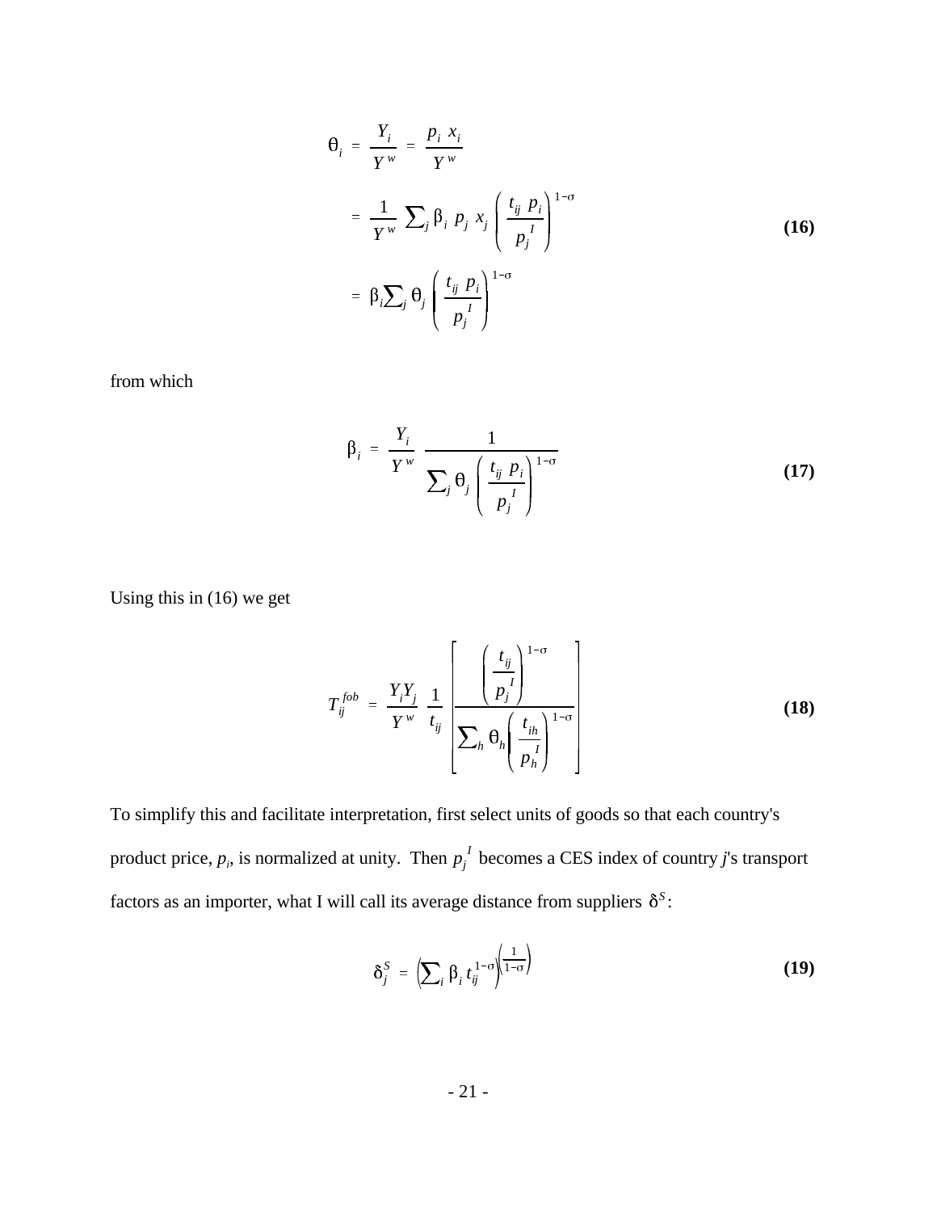$$
\begin{aligned}
\theta_i &= \frac{Y_i}{Y^w} = \frac{p_i \; x_i}{Y^w} \\
&= \frac{1}{Y^w} \sum_j \beta_i \; p_j \; x_j \left( \frac{t_{ij} \; p_i}{p_j^{\;I}} \right)^{1-\sigma} \\
&= \beta_i \sum_j \theta_j \left( \frac{t_{ij} \; p_i}{p_j^{\;I}} \right)^{1-\sigma}
\end{aligned}
\tag{16}
$$

from which

$$
\beta_i = \frac{Y_i}{Y^w} \; \frac{1}{\sum_j \theta_j \left( \dfrac{t_{ij} \; p_i}{p_j^{\;I}} \right)^{1-\sigma}}
\tag{17}
$$

Using this in (16) we get

$$
T_{ij}^{fob} = \frac{Y_i Y_j}{Y^w} \; \frac{1}{t_{ij}} \left[ \frac{\left( \dfrac{t_{ij}}{p_j^{\;I}} \right)^{1-\sigma}}{\sum_h \theta_h \left( \dfrac{t_{ih}}{p_h^{\;I}} \right)^{1-\sigma}} \right]
\tag{18}
$$

To simplify this and facilitate interpretation, first select units of goods so that each country's product price, $p_i$, is normalized at unity. Then $p_j^{\;I}$ becomes a CES index of country *j*'s transport factors as an importer, what I will call its average distance from suppliers $\delta^S$:

$$
\delta_j^S = \left( \sum_i \beta_i \, t_{ij}^{\;1-\sigma} \right)^{\left( \frac{1}{1-\sigma} \right)}
\tag{19}
$$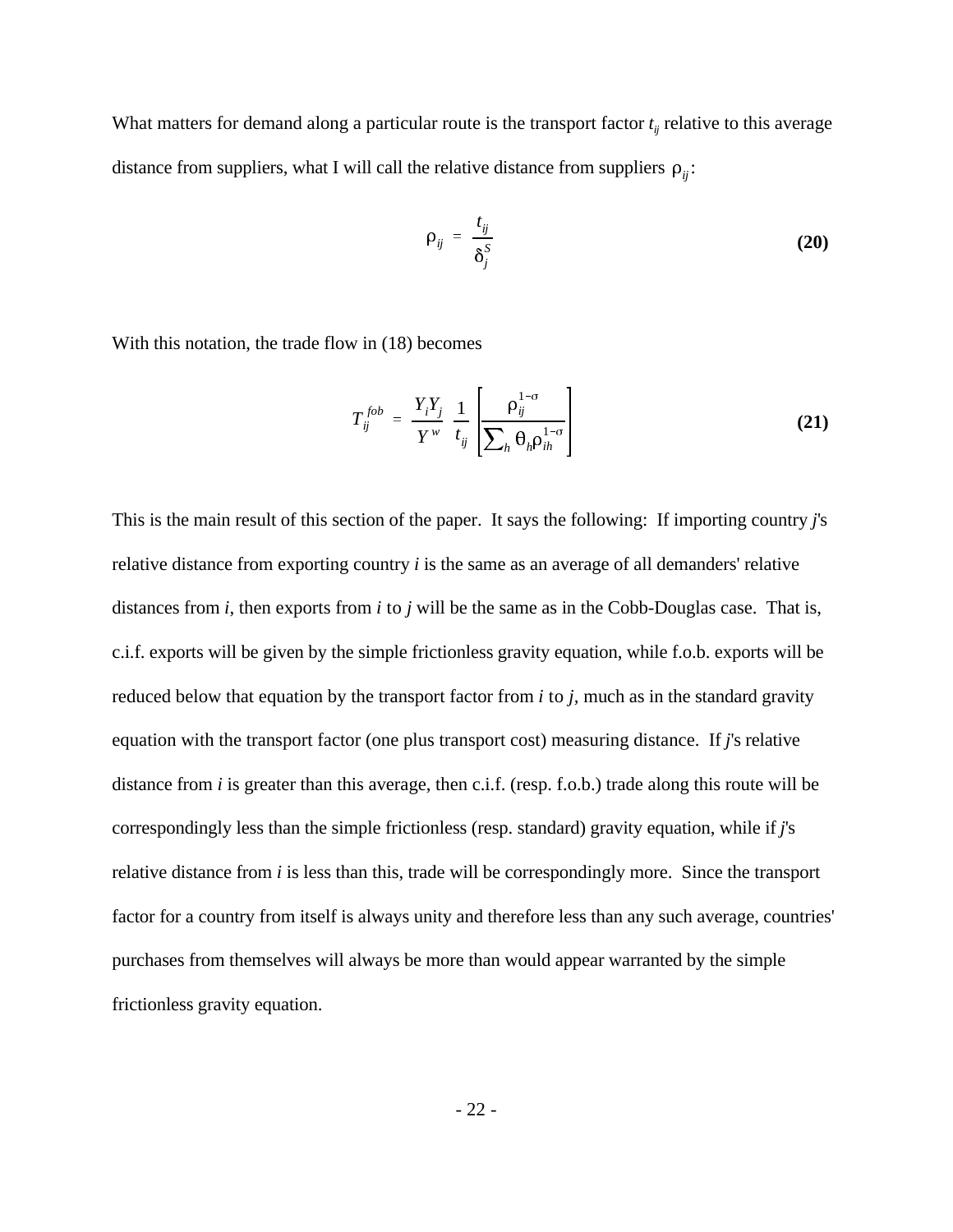What matters for demand along a particular route is the transport factor $t_{ij}$ relative to this average distance from suppliers, what I will call the relative distance from suppliers $\rho_{ij}$:

$$\rho_{ij} = \frac{t_{ij}}{\delta_j^S} \tag{20}$$

With this notation, the trade flow in (18) becomes

$$T_{ij}^{fob} = \frac{Y_i Y_j}{Y^w} \frac{1}{t_{ij}} \left[ \frac{\rho_{ij}^{1-\sigma}}{\sum_h \theta_h \rho_{ih}^{1-\sigma}} \right] \tag{21}$$

This is the main result of this section of the paper. It says the following: If importing country *j*'s relative distance from exporting country *i* is the same as an average of all demanders' relative distances from *i*, then exports from *i* to *j* will be the same as in the Cobb-Douglas case. That is, c.i.f. exports will be given by the simple frictionless gravity equation, while f.o.b. exports will be reduced below that equation by the transport factor from *i* to *j*, much as in the standard gravity equation with the transport factor (one plus transport cost) measuring distance. If *j*'s relative distance from *i* is greater than this average, then c.i.f. (resp. f.o.b.) trade along this route will be correspondingly less than the simple frictionless (resp. standard) gravity equation, while if *j*'s relative distance from *i* is less than this, trade will be correspondingly more. Since the transport factor for a country from itself is always unity and therefore less than any such average, countries' purchases from themselves will always be more than would appear warranted by the simple frictionless gravity equation.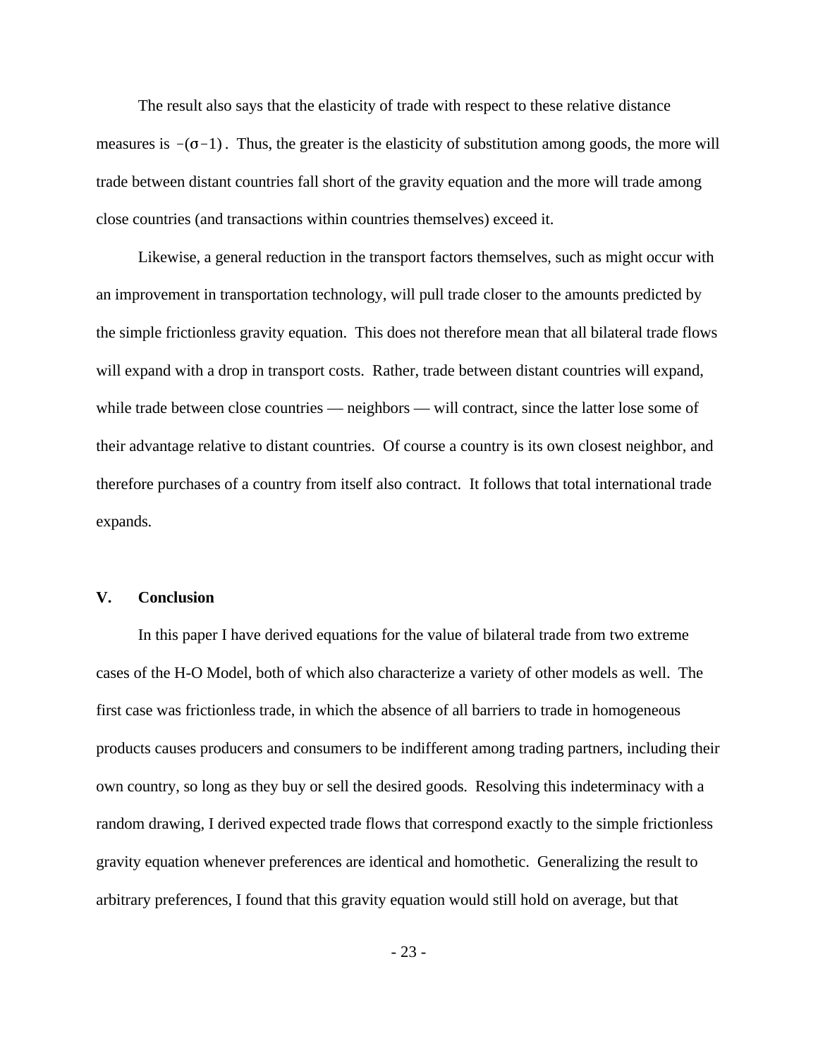The result also says that the elasticity of trade with respect to these relative distance measures is $-(\sigma-1)$. Thus, the greater is the elasticity of substitution among goods, the more will trade between distant countries fall short of the gravity equation and the more will trade among close countries (and transactions within countries themselves) exceed it.

Likewise, a general reduction in the transport factors themselves, such as might occur with an improvement in transportation technology, will pull trade closer to the amounts predicted by the simple frictionless gravity equation. This does not therefore mean that all bilateral trade flows will expand with a drop in transport costs. Rather, trade between distant countries will expand, while trade between close countries — neighbors — will contract, since the latter lose some of their advantage relative to distant countries. Of course a country is its own closest neighbor, and therefore purchases of a country from itself also contract. It follows that total international trade expands.

## V. Conclusion

In this paper I have derived equations for the value of bilateral trade from two extreme cases of the H-O Model, both of which also characterize a variety of other models as well. The first case was frictionless trade, in which the absence of all barriers to trade in homogeneous products causes producers and consumers to be indifferent among trading partners, including their own country, so long as they buy or sell the desired goods. Resolving this indeterminacy with a random drawing, I derived expected trade flows that correspond exactly to the simple frictionless gravity equation whenever preferences are identical and homothetic. Generalizing the result to arbitrary preferences, I found that this gravity equation would still hold on average, but that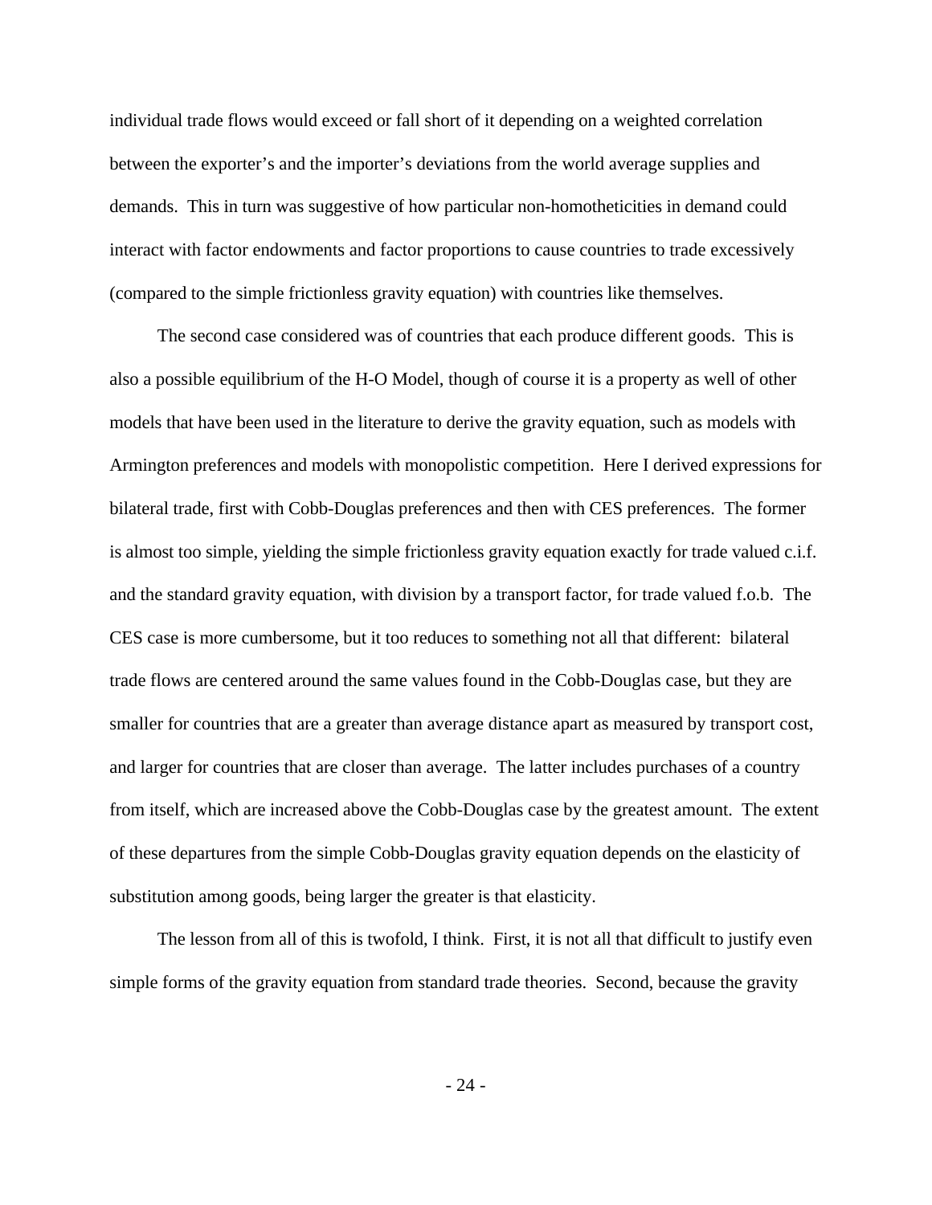individual trade flows would exceed or fall short of it depending on a weighted correlation between the exporter's and the importer's deviations from the world average supplies and demands. This in turn was suggestive of how particular non-homotheticities in demand could interact with factor endowments and factor proportions to cause countries to trade excessively (compared to the simple frictionless gravity equation) with countries like themselves.

The second case considered was of countries that each produce different goods. This is also a possible equilibrium of the H-O Model, though of course it is a property as well of other models that have been used in the literature to derive the gravity equation, such as models with Armington preferences and models with monopolistic competition. Here I derived expressions for bilateral trade, first with Cobb-Douglas preferences and then with CES preferences. The former is almost too simple, yielding the simple frictionless gravity equation exactly for trade valued c.i.f. and the standard gravity equation, with division by a transport factor, for trade valued f.o.b. The CES case is more cumbersome, but it too reduces to something not all that different: bilateral trade flows are centered around the same values found in the Cobb-Douglas case, but they are smaller for countries that are a greater than average distance apart as measured by transport cost, and larger for countries that are closer than average. The latter includes purchases of a country from itself, which are increased above the Cobb-Douglas case by the greatest amount. The extent of these departures from the simple Cobb-Douglas gravity equation depends on the elasticity of substitution among goods, being larger the greater is that elasticity.

The lesson from all of this is twofold, I think. First, it is not all that difficult to justify even simple forms of the gravity equation from standard trade theories. Second, because the gravity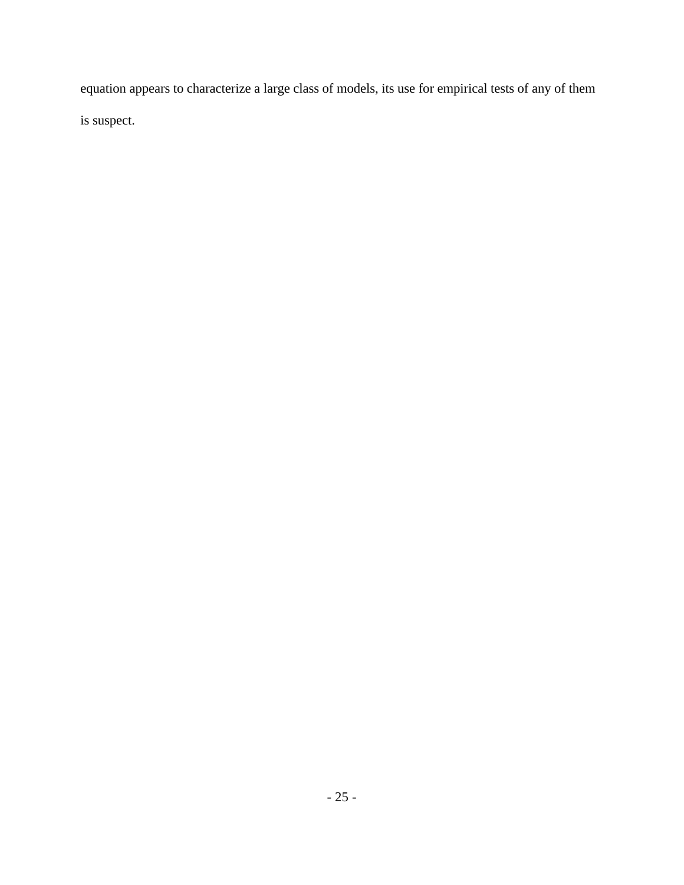equation appears to characterize a large class of models, its use for empirical tests of any of them is suspect.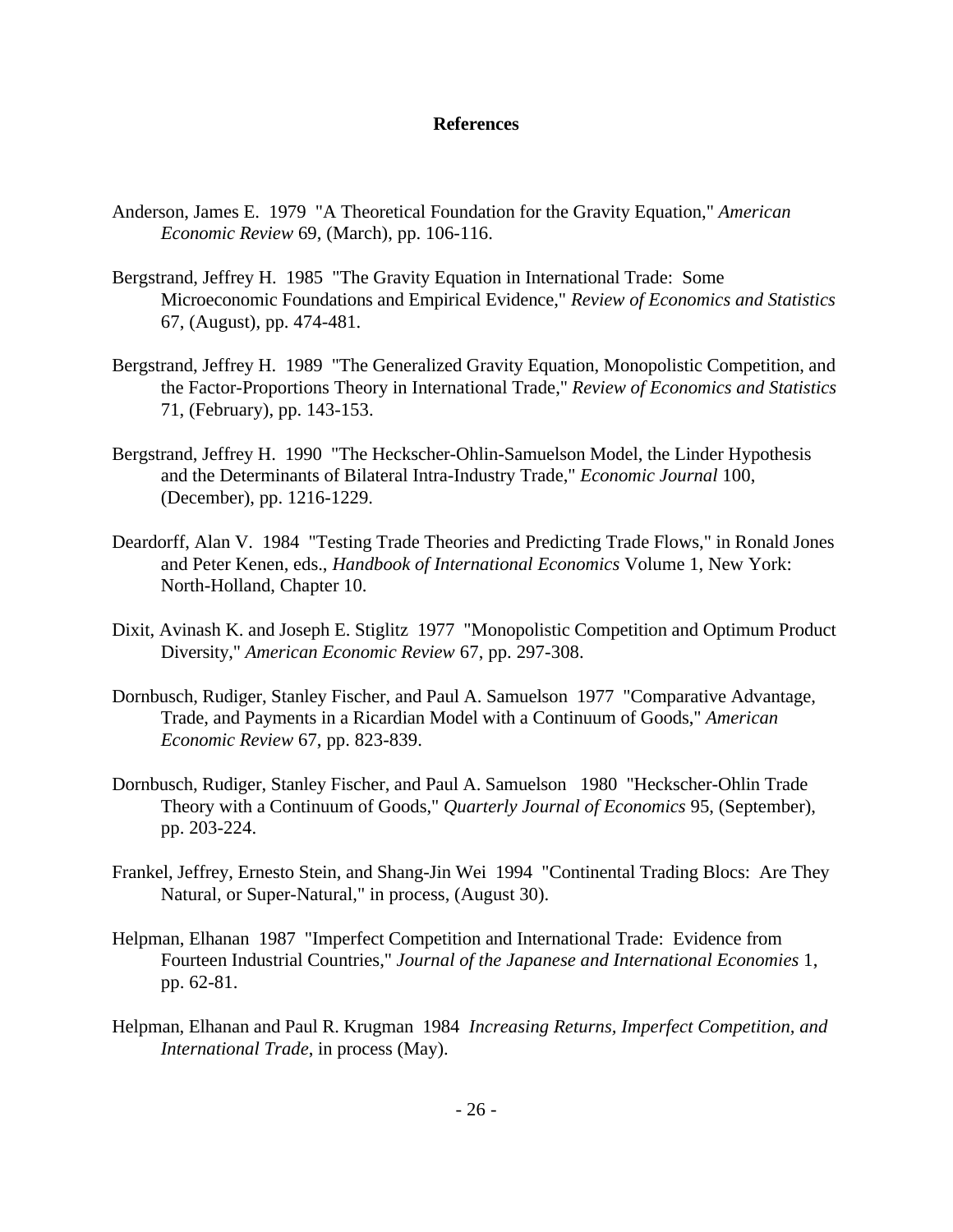## References

Anderson, James E. 1979 "A Theoretical Foundation for the Gravity Equation," *American Economic Review* 69, (March), pp. 106-116.

Bergstrand, Jeffrey H. 1985 "The Gravity Equation in International Trade: Some Microeconomic Foundations and Empirical Evidence," *Review of Economics and Statistics* 67, (August), pp. 474-481.

Bergstrand, Jeffrey H. 1989 "The Generalized Gravity Equation, Monopolistic Competition, and the Factor-Proportions Theory in International Trade," *Review of Economics and Statistics* 71, (February), pp. 143-153.

Bergstrand, Jeffrey H. 1990 "The Heckscher-Ohlin-Samuelson Model, the Linder Hypothesis and the Determinants of Bilateral Intra-Industry Trade," *Economic Journal* 100, (December), pp. 1216-1229.

Deardorff, Alan V. 1984 "Testing Trade Theories and Predicting Trade Flows," in Ronald Jones and Peter Kenen, eds., *Handbook of International Economics* Volume 1, New York: North-Holland, Chapter 10.

Dixit, Avinash K. and Joseph E. Stiglitz 1977 "Monopolistic Competition and Optimum Product Diversity," *American Economic Review* 67, pp. 297-308.

Dornbusch, Rudiger, Stanley Fischer, and Paul A. Samuelson 1977 "Comparative Advantage, Trade, and Payments in a Ricardian Model with a Continuum of Goods," *American Economic Review* 67, pp. 823-839.

Dornbusch, Rudiger, Stanley Fischer, and Paul A. Samuelson 1980 "Heckscher-Ohlin Trade Theory with a Continuum of Goods," *Quarterly Journal of Economics* 95, (September), pp. 203-224.

Frankel, Jeffrey, Ernesto Stein, and Shang-Jin Wei 1994 "Continental Trading Blocs: Are They Natural, or Super-Natural," in process, (August 30).

Helpman, Elhanan 1987 "Imperfect Competition and International Trade: Evidence from Fourteen Industrial Countries," *Journal of the Japanese and International Economies* 1, pp. 62-81.

Helpman, Elhanan and Paul R. Krugman 1984 *Increasing Returns, Imperfect Competition, and International Trade*, in process (May).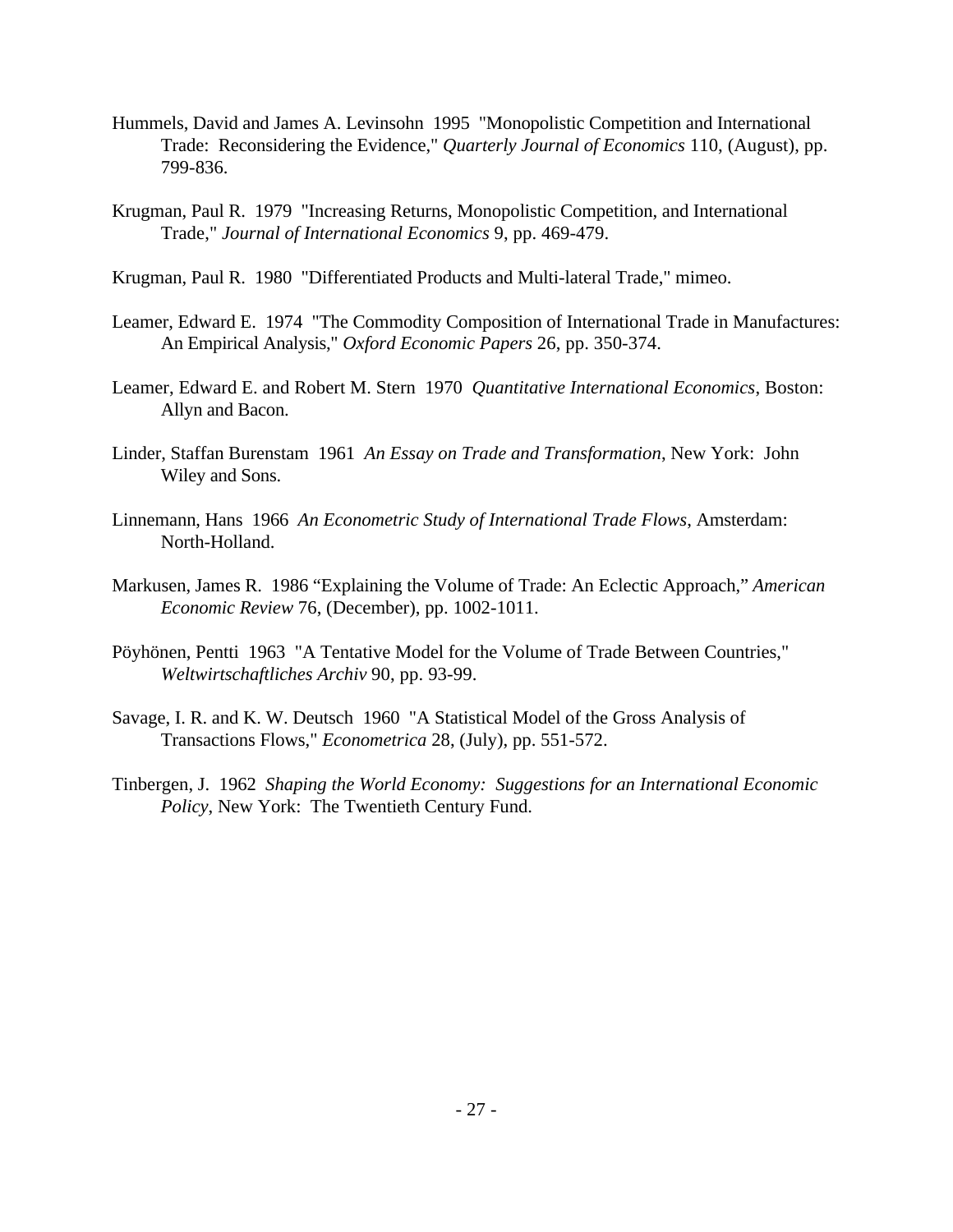Hummels, David and James A. Levinsohn 1995 "Monopolistic Competition and International Trade: Reconsidering the Evidence," *Quarterly Journal of Economics* 110, (August), pp. 799-836.

Krugman, Paul R. 1979 "Increasing Returns, Monopolistic Competition, and International Trade," *Journal of International Economics* 9, pp. 469-479.

Krugman, Paul R. 1980 "Differentiated Products and Multi-lateral Trade," mimeo.

Leamer, Edward E. 1974 "The Commodity Composition of International Trade in Manufactures: An Empirical Analysis," *Oxford Economic Papers* 26, pp. 350-374.

Leamer, Edward E. and Robert M. Stern 1970 *Quantitative International Economics*, Boston: Allyn and Bacon.

Linder, Staffan Burenstam 1961 *An Essay on Trade and Transformation*, New York: John Wiley and Sons.

Linnemann, Hans 1966 *An Econometric Study of International Trade Flows,* Amsterdam: North-Holland.

Markusen, James R. 1986 "Explaining the Volume of Trade: An Eclectic Approach," *American Economic Review* 76, (December), pp. 1002-1011.

Pöyhönen, Pentti 1963 "A Tentative Model for the Volume of Trade Between Countries," *Weltwirtschaftliches Archiv* 90, pp. 93-99.

Savage, I. R. and K. W. Deutsch 1960 "A Statistical Model of the Gross Analysis of Transactions Flows," *Econometrica* 28, (July), pp. 551-572.

Tinbergen, J. 1962 *Shaping the World Economy: Suggestions for an International Economic Policy*, New York: The Twentieth Century Fund.